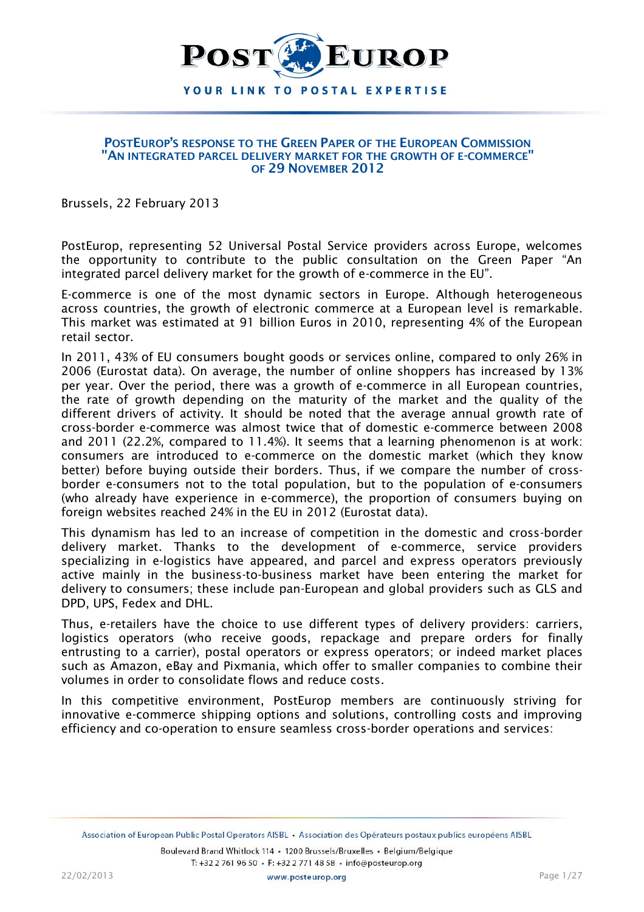# PostEurop's response to the Green Paper of the European Commission "An integrated parcel delivery market for the growth of e-commerce" of 29 November 2012

Brussels, 22 February 2013

PostEurop, representing 52 Universal Postal Service providers across Europe, welcomes the opportunity to contribute to the public consultation on the Green Paper "An integrated parcel delivery market for the growth of e-commerce in the EU".

E-commerce is one of the most dynamic sectors in Europe. Although heterogeneous across countries, the growth of electronic commerce at a European level is remarkable. This market was estimated at 91 billion Euros in 2010, representing 4% of the European retail sector.

In 2011, 43% of EU consumers bought goods or services online, compared to only 26% in 2006 (Eurostat data). On average, the number of online shoppers has increased by 13% per year. Over the period, there was a growth of e-commerce in all European countries, the rate of growth depending on the maturity of the market and the quality of the different drivers of activity. It should be noted that the average annual growth rate of cross-border e-commerce was almost twice that of domestic e-commerce between 2008 and 2011 (22.2%, compared to 11.4%). It seems that a learning phenomenon is at work: consumers are introduced to e-commerce on the domestic market (which they know better) before buying outside their borders. Thus, if we compare the number of cross-border e-consumers not to the total population, but to the population of e-consumers (who already have experience in e-commerce), the proportion of consumers buying on foreign websites reached 24% in the EU in 2012 (Eurostat data).

This dynamism has led to an increase of competition in the domestic and cross-border delivery market. Thanks to the development of e-commerce, service providers specializing in e-logistics have appeared, and parcel and express operators previously active mainly in the business-to-business market have been entering the market for delivery to consumers; these include pan-European and global providers such as GLS and DPD, UPS, Fedex and DHL.

Thus, e-retailers have the choice to use different types of delivery providers: carriers, logistics operators (who receive goods, repackage and prepare orders for finally entrusting to a carrier), postal operators or express operators; or indeed market places such as Amazon, eBay and Pixmania, which offer to smaller companies to combine their volumes in order to consolidate flows and reduce costs.

In this competitive environment, PostEurop members are continuously striving for innovative e-commerce shipping options and solutions, controlling costs and improving efficiency and co-operation to ensure seamless cross-border operations and services: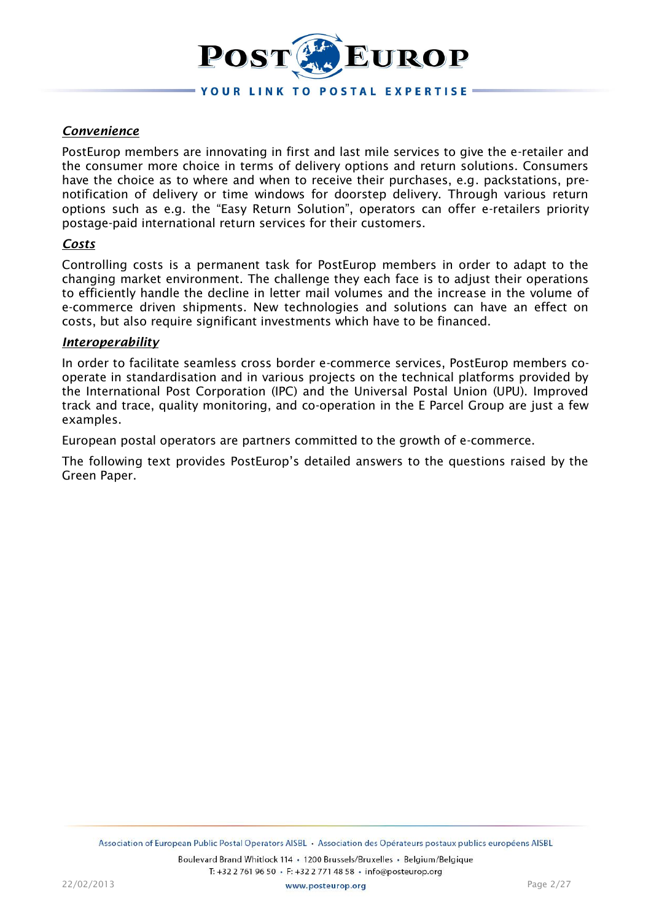***Convenience***

PostEurop members are innovating in first and last mile services to give the e-retailer and the consumer more choice in terms of delivery options and return solutions. Consumers have the choice as to where and when to receive their purchases, e.g. packstations, pre-notification of delivery or time windows for doorstep delivery. Through various return options such as e.g. the "Easy Return Solution", operators can offer e-retailers priority postage-paid international return services for their customers.

***Costs***

Controlling costs is a permanent task for PostEurop members in order to adapt to the changing market environment. The challenge they each face is to adjust their operations to efficiently handle the decline in letter mail volumes and the increase in the volume of e-commerce driven shipments. New technologies and solutions can have an effect on costs, but also require significant investments which have to be financed.

***Interoperability***

In order to facilitate seamless cross border e-commerce services, PostEurop members co-operate in standardisation and in various projects on the technical platforms provided by the International Post Corporation (IPC) and the Universal Postal Union (UPU). Improved track and trace, quality monitoring, and co-operation in the E Parcel Group are just a few examples.

European postal operators are partners committed to the growth of e-commerce.

The following text provides PostEurop's detailed answers to the questions raised by the Green Paper.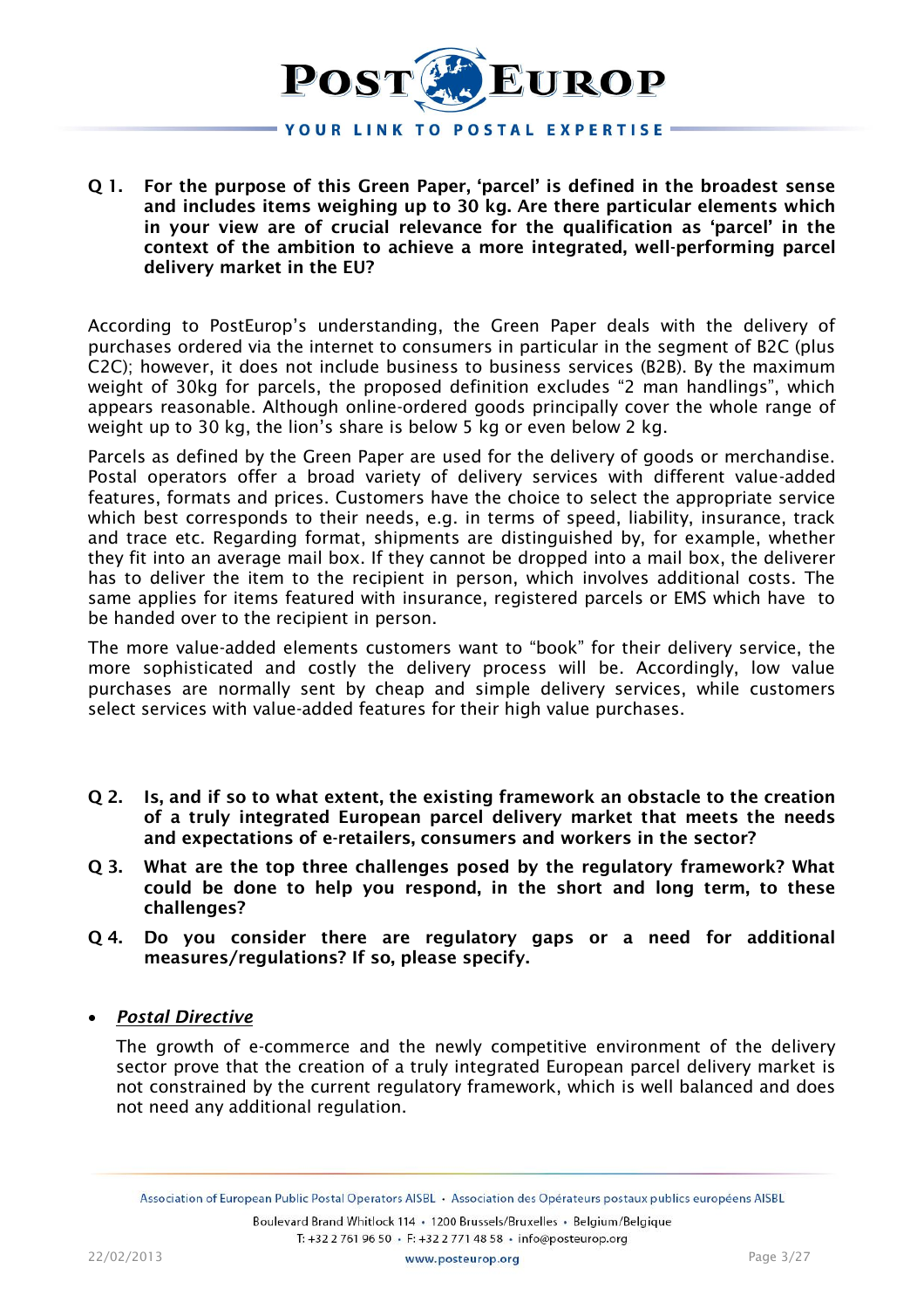**Q 1. For the purpose of this Green Paper, 'parcel' is defined in the broadest sense and includes items weighing up to 30 kg. Are there particular elements which in your view are of crucial relevance for the qualification as 'parcel' in the context of the ambition to achieve a more integrated, well-performing parcel delivery market in the EU?**

According to PostEurop's understanding, the Green Paper deals with the delivery of purchases ordered via the internet to consumers in particular in the segment of B2C (plus C2C); however, it does not include business to business services (B2B). By the maximum weight of 30kg for parcels, the proposed definition excludes "2 man handlings", which appears reasonable. Although online-ordered goods principally cover the whole range of weight up to 30 kg, the lion's share is below 5 kg or even below 2 kg.

Parcels as defined by the Green Paper are used for the delivery of goods or merchandise. Postal operators offer a broad variety of delivery services with different value-added features, formats and prices. Customers have the choice to select the appropriate service which best corresponds to their needs, e.g. in terms of speed, liability, insurance, track and trace etc. Regarding format, shipments are distinguished by, for example, whether they fit into an average mail box. If they cannot be dropped into a mail box, the deliverer has to deliver the item to the recipient in person, which involves additional costs. The same applies for items featured with insurance, registered parcels or EMS which have to be handed over to the recipient in person.

The more value-added elements customers want to "book" for their delivery service, the more sophisticated and costly the delivery process will be. Accordingly, low value purchases are normally sent by cheap and simple delivery services, while customers select services with value-added features for their high value purchases.

**Q 2. Is, and if so to what extent, the existing framework an obstacle to the creation of a truly integrated European parcel delivery market that meets the needs and expectations of e-retailers, consumers and workers in the sector?**

**Q 3. What are the top three challenges posed by the regulatory framework? What could be done to help you respond, in the short and long term, to these challenges?**

**Q 4. Do you consider there are regulatory gaps or a need for additional measures/regulations? If so, please specify.**

- ***Postal Directive***

  The growth of e-commerce and the newly competitive environment of the delivery sector prove that the creation of a truly integrated European parcel delivery market is not constrained by the current regulatory framework, which is well balanced and does not need any additional regulation.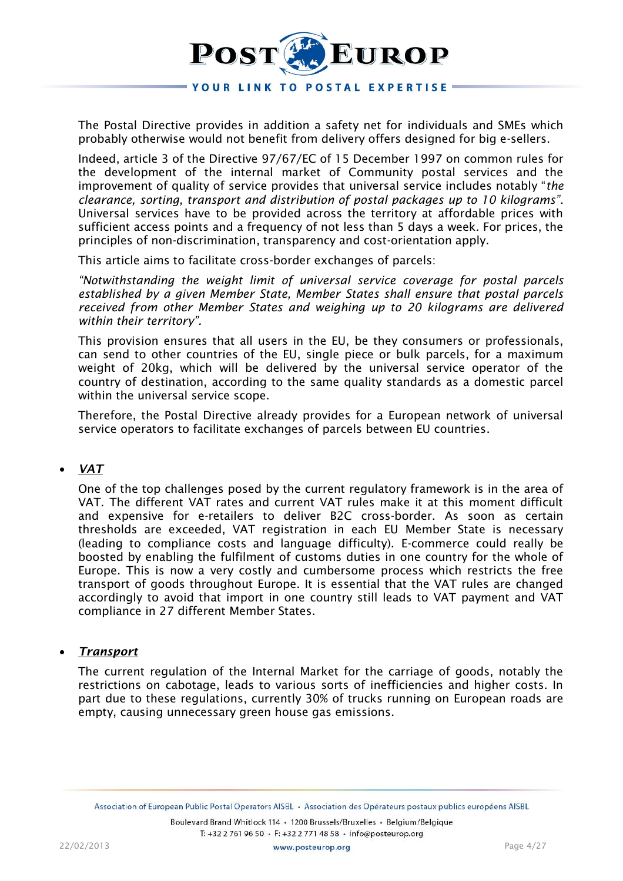The Postal Directive provides in addition a safety net for individuals and SMEs which probably otherwise would not benefit from delivery offers designed for big e-sellers.

Indeed, article 3 of the Directive 97/67/EC of 15 December 1997 on common rules for the development of the internal market of Community postal services and the improvement of quality of service provides that universal service includes notably "*the clearance, sorting, transport and distribution of postal packages up to 10 kilograms*". Universal services have to be provided across the territory at affordable prices with sufficient access points and a frequency of not less than 5 days a week. For prices, the principles of non-discrimination, transparency and cost-orientation apply.

This article aims to facilitate cross-border exchanges of parcels:

*"Notwithstanding the weight limit of universal service coverage for postal parcels established by a given Member State, Member States shall ensure that postal parcels received from other Member States and weighing up to 20 kilograms are delivered within their territory".*

This provision ensures that all users in the EU, be they consumers or professionals, can send to other countries of the EU, single piece or bulk parcels, for a maximum weight of 20kg, which will be delivered by the universal service operator of the country of destination, according to the same quality standards as a domestic parcel within the universal service scope.

Therefore, the Postal Directive already provides for a European network of universal service operators to facilitate exchanges of parcels between EU countries.

- ***VAT***

One of the top challenges posed by the current regulatory framework is in the area of VAT. The different VAT rates and current VAT rules make it at this moment difficult and expensive for e-retailers to deliver B2C cross-border. As soon as certain thresholds are exceeded, VAT registration in each EU Member State is necessary (leading to compliance costs and language difficulty). E-commerce could really be boosted by enabling the fulfilment of customs duties in one country for the whole of Europe. This is now a very costly and cumbersome process which restricts the free transport of goods throughout Europe. It is essential that the VAT rules are changed accordingly to avoid that import in one country still leads to VAT payment and VAT compliance in 27 different Member States.

- ***Transport***

The current regulation of the Internal Market for the carriage of goods, notably the restrictions on cabotage, leads to various sorts of inefficiencies and higher costs. In part due to these regulations, currently 30% of trucks running on European roads are empty, causing unnecessary green house gas emissions.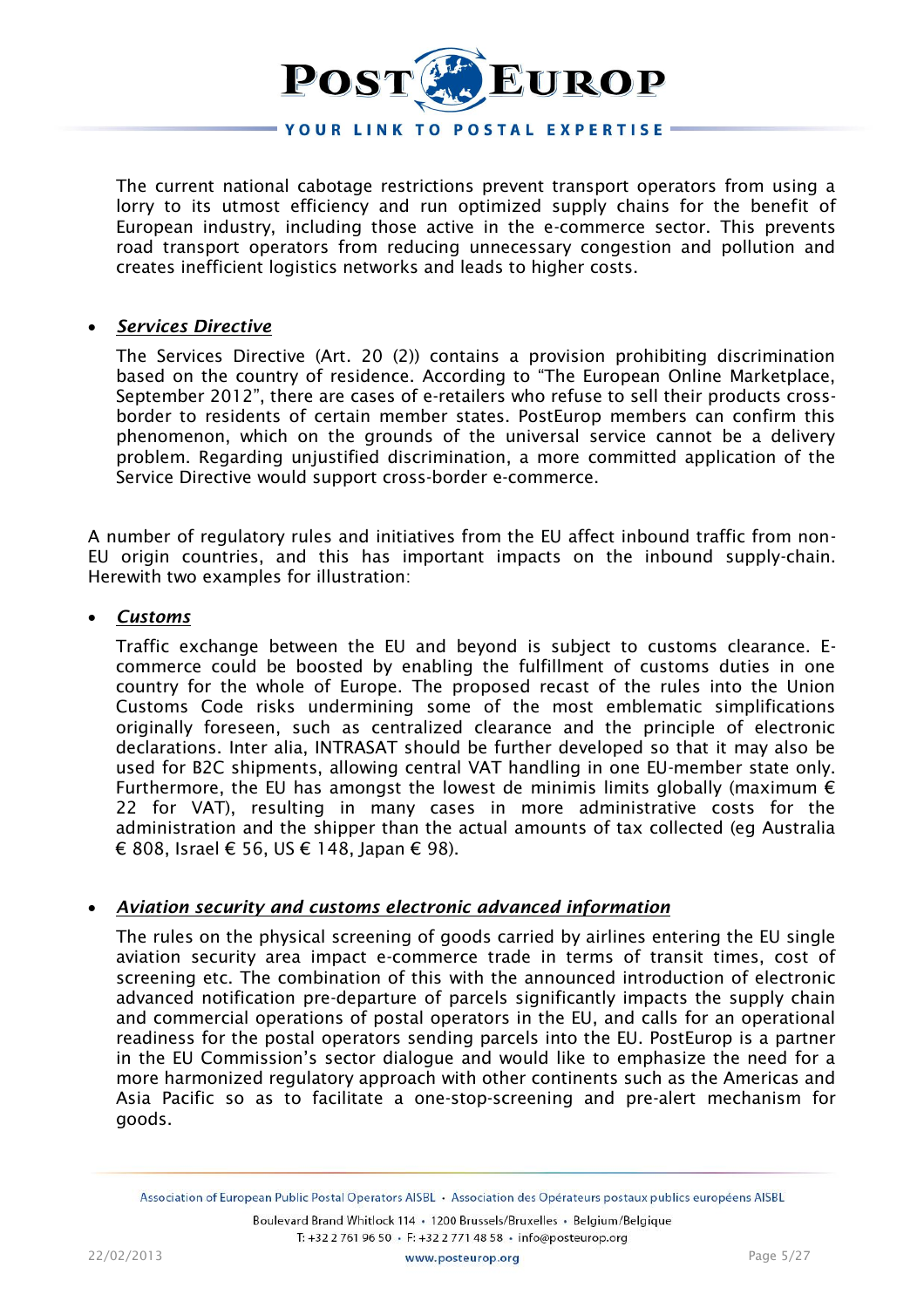The current national cabotage restrictions prevent transport operators from using a lorry to its utmost efficiency and run optimized supply chains for the benefit of European industry, including those active in the e-commerce sector. This prevents road transport operators from reducing unnecessary congestion and pollution and creates inefficient logistics networks and leads to higher costs.

- ***Services Directive***

  The Services Directive (Art. 20 (2)) contains a provision prohibiting discrimination based on the country of residence. According to "The European Online Marketplace, September 2012", there are cases of e-retailers who refuse to sell their products cross-border to residents of certain member states. PostEurop members can confirm this phenomenon, which on the grounds of the universal service cannot be a delivery problem. Regarding unjustified discrimination, a more committed application of the Service Directive would support cross-border e-commerce.

A number of regulatory rules and initiatives from the EU affect inbound traffic from non-EU origin countries, and this has important impacts on the inbound supply-chain. Herewith two examples for illustration:

- ***Customs***

  Traffic exchange between the EU and beyond is subject to customs clearance. E-commerce could be boosted by enabling the fulfillment of customs duties in one country for the whole of Europe. The proposed recast of the rules into the Union Customs Code risks undermining some of the most emblematic simplifications originally foreseen, such as centralized clearance and the principle of electronic declarations. Inter alia, INTRASAT should be further developed so that it may also be used for B2C shipments, allowing central VAT handling in one EU-member state only. Furthermore, the EU has amongst the lowest de minimis limits globally (maximum € 22 for VAT), resulting in many cases in more administrative costs for the administration and the shipper than the actual amounts of tax collected (eg Australia € 808, Israel € 56, US € 148, Japan € 98).

- ***Aviation security and customs electronic advanced information***

  The rules on the physical screening of goods carried by airlines entering the EU single aviation security area impact e-commerce trade in terms of transit times, cost of screening etc. The combination of this with the announced introduction of electronic advanced notification pre-departure of parcels significantly impacts the supply chain and commercial operations of postal operators in the EU, and calls for an operational readiness for the postal operators sending parcels into the EU. PostEurop is a partner in the EU Commission's sector dialogue and would like to emphasize the need for a more harmonized regulatory approach with other continents such as the Americas and Asia Pacific so as to facilitate a one-stop-screening and pre-alert mechanism for goods.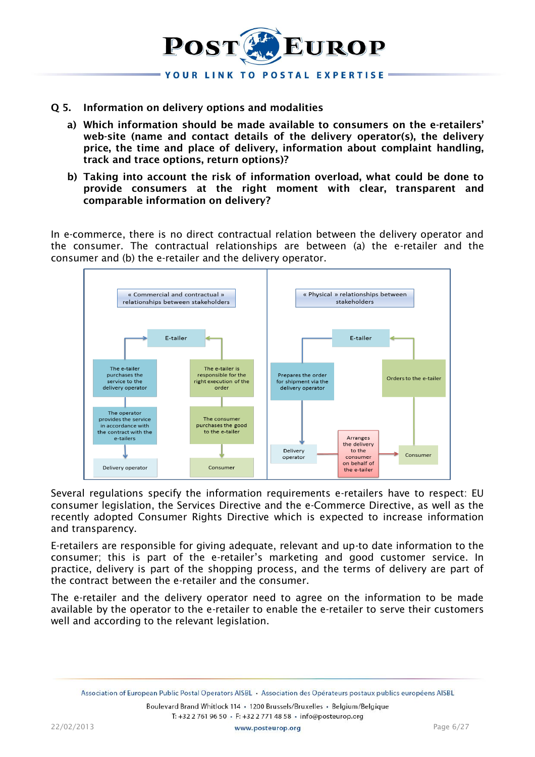**Q 5. Information on delivery options and modalities**

**a) Which information should be made available to consumers on the e-retailers' web-site (name and contact details of the delivery operator(s), the delivery price, the time and place of delivery, information about complaint handling, track and trace options, return options)?**

**b) Taking into account the risk of information overload, what could be done to provide consumers at the right moment with clear, transparent and comparable information on delivery?**

In e-commerce, there is no direct contractual relation between the delivery operator and the consumer. The contractual relationships are between (a) the e-retailer and the consumer and (b) the e-retailer and the delivery operator.

« Commercial and contractual » relationships between stakeholders

E-tailer

The e-tailer purchases the service to the delivery operator

The operator provides the service in accordance with the contract with the e-tailers

Delivery operator

The e-tailer is responsible for the right execution of the order

The consumer purchases the good to the e-tailer

Consumer

« Physical » relationships between stakeholders

E-tailer

Prepares the order for shipment via the delivery operator

Delivery operator

Arranges the delivery to the consumer on behalf of the e-tailer

Orders to the e-tailer

Consumer

Several regulations specify the information requirements e-retailers have to respect: EU consumer legislation, the Services Directive and the e-Commerce Directive, as well as the recently adopted Consumer Rights Directive which is expected to increase information and transparency.

E-retailers are responsible for giving adequate, relevant and up-to date information to the consumer; this is part of the e-retailer's marketing and good customer service. In practice, delivery is part of the shopping process, and the terms of delivery are part of the contract between the e-retailer and the consumer.

The e-retailer and the delivery operator need to agree on the information to be made available by the operator to the e-retailer to enable the e-retailer to serve their customers well and according to the relevant legislation.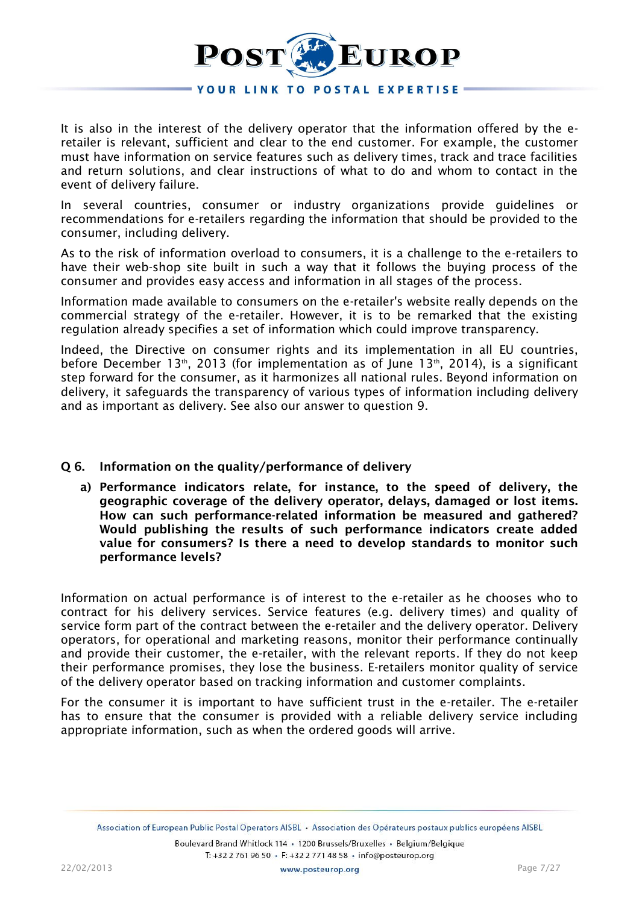It is also in the interest of the delivery operator that the information offered by the e-retailer is relevant, sufficient and clear to the end customer. For example, the customer must have information on service features such as delivery times, track and trace facilities and return solutions, and clear instructions of what to do and whom to contact in the event of delivery failure.

In several countries, consumer or industry organizations provide guidelines or recommendations for e-retailers regarding the information that should be provided to the consumer, including delivery.

As to the risk of information overload to consumers, it is a challenge to the e-retailers to have their web-shop site built in such a way that it follows the buying process of the consumer and provides easy access and information in all stages of the process.

Information made available to consumers on the e-retailer's website really depends on the commercial strategy of the e-retailer. However, it is to be remarked that the existing regulation already specifies a set of information which could improve transparency.

Indeed, the Directive on consumer rights and its implementation in all EU countries, before December 13th, 2013 (for implementation as of June 13th, 2014), is a significant step forward for the consumer, as it harmonizes all national rules. Beyond information on delivery, it safeguards the transparency of various types of information including delivery and as important as delivery. See also our answer to question 9.

## Q 6. Information on the quality/performance of delivery

**a) Performance indicators relate, for instance, to the speed of delivery, the geographic coverage of the delivery operator, delays, damaged or lost items. How can such performance-related information be measured and gathered? Would publishing the results of such performance indicators create added value for consumers? Is there a need to develop standards to monitor such performance levels?**

Information on actual performance is of interest to the e-retailer as he chooses who to contract for his delivery services. Service features (e.g. delivery times) and quality of service form part of the contract between the e-retailer and the delivery operator. Delivery operators, for operational and marketing reasons, monitor their performance continually and provide their customer, the e-retailer, with the relevant reports. If they do not keep their performance promises, they lose the business. E-retailers monitor quality of service of the delivery operator based on tracking information and customer complaints.

For the consumer it is important to have sufficient trust in the e-retailer. The e-retailer has to ensure that the consumer is provided with a reliable delivery service including appropriate information, such as when the ordered goods will arrive.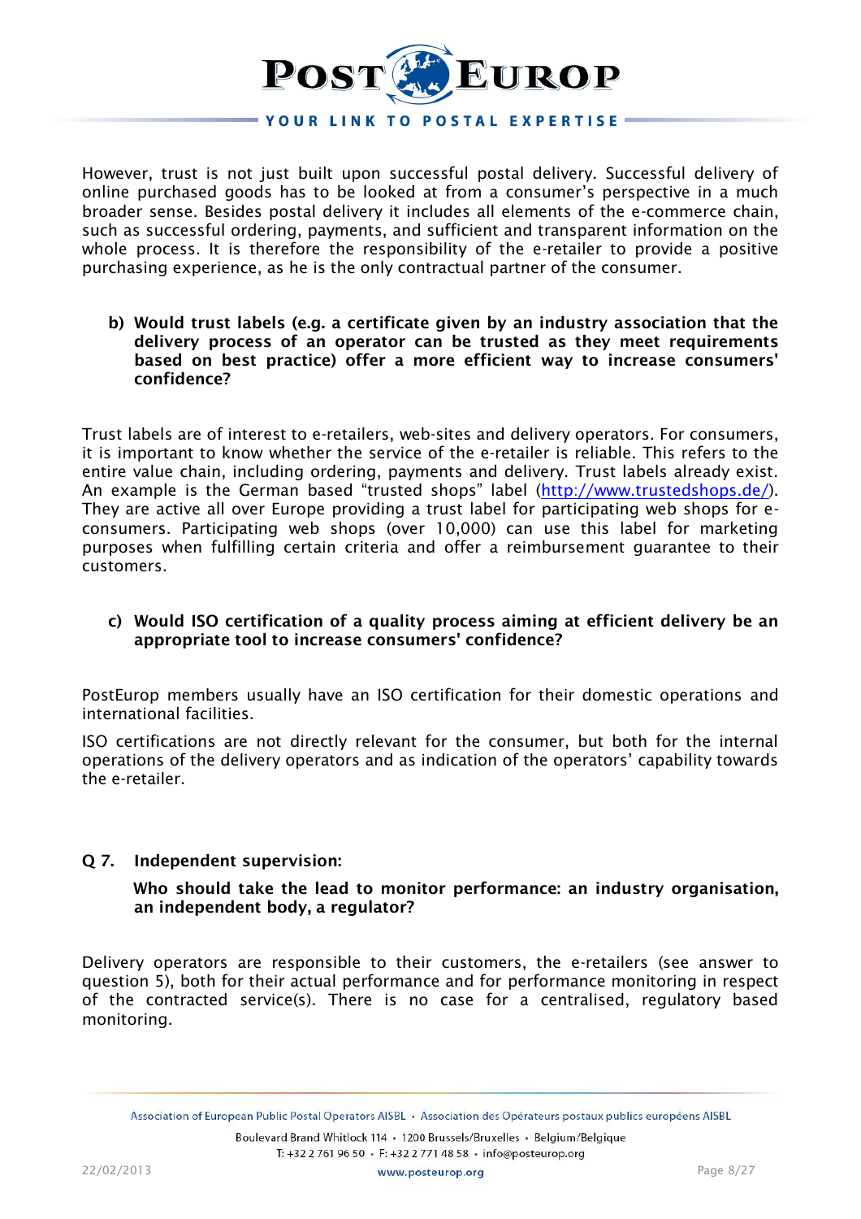However, trust is not just built upon successful postal delivery. Successful delivery of online purchased goods has to be looked at from a consumer's perspective in a much broader sense. Besides postal delivery it includes all elements of the e-commerce chain, such as successful ordering, payments, and sufficient and transparent information on the whole process. It is therefore the responsibility of the e-retailer to provide a positive purchasing experience, as he is the only contractual partner of the consumer.

**b) Would trust labels (e.g. a certificate given by an industry association that the delivery process of an operator can be trusted as they meet requirements based on best practice) offer a more efficient way to increase consumers' confidence?**

Trust labels are of interest to e-retailers, web-sites and delivery operators. For consumers, it is important to know whether the service of the e-retailer is reliable. This refers to the entire value chain, including ordering, payments and delivery. Trust labels already exist. An example is the German based "trusted shops" label (http://www.trustedshops.de/). They are active all over Europe providing a trust label for participating web shops for e-consumers. Participating web shops (over 10,000) can use this label for marketing purposes when fulfilling certain criteria and offer a reimbursement guarantee to their customers.

**c) Would ISO certification of a quality process aiming at efficient delivery be an appropriate tool to increase consumers' confidence?**

PostEurop members usually have an ISO certification for their domestic operations and international facilities.

ISO certifications are not directly relevant for the consumer, but both for the internal operations of the delivery operators and as indication of the operators' capability towards the e-retailer.

## Q 7. Independent supervision:

**Who should take the lead to monitor performance: an industry organisation, an independent body, a regulator?**

Delivery operators are responsible to their customers, the e-retailers (see answer to question 5), both for their actual performance and for performance monitoring in respect of the contracted service(s). There is no case for a centralised, regulatory based monitoring.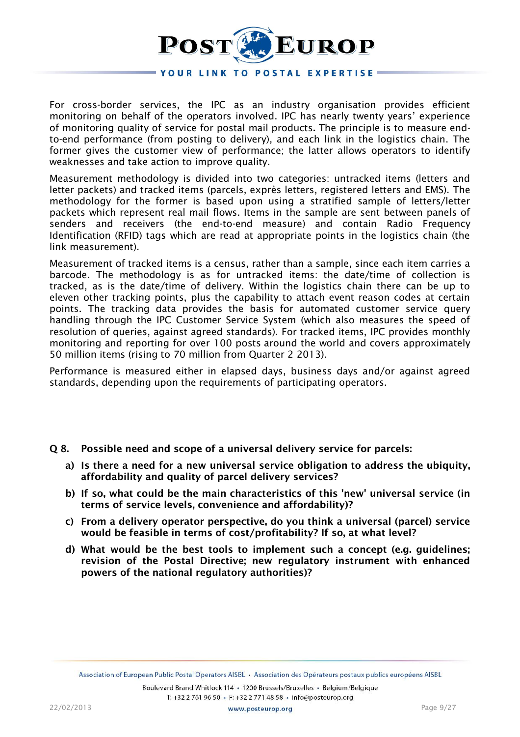For cross-border services, the IPC as an industry organisation provides efficient monitoring on behalf of the operators involved. IPC has nearly twenty years' experience of monitoring quality of service for postal mail products**.** The principle is to measure end-to-end performance (from posting to delivery), and each link in the logistics chain. The former gives the customer view of performance; the latter allows operators to identify weaknesses and take action to improve quality.

Measurement methodology is divided into two categories: untracked items (letters and letter packets) and tracked items (parcels, exprès letters, registered letters and EMS). The methodology for the former is based upon using a stratified sample of letters/letter packets which represent real mail flows. Items in the sample are sent between panels of senders and receivers (the end-to-end measure) and contain Radio Frequency Identification (RFID) tags which are read at appropriate points in the logistics chain (the link measurement).

Measurement of tracked items is a census, rather than a sample, since each item carries a barcode. The methodology is as for untracked items: the date/time of collection is tracked, as is the date/time of delivery. Within the logistics chain there can be up to eleven other tracking points, plus the capability to attach event reason codes at certain points. The tracking data provides the basis for automated customer service query handling through the IPC Customer Service System (which also measures the speed of resolution of queries, against agreed standards). For tracked items, IPC provides monthly monitoring and reporting for over 100 posts around the world and covers approximately 50 million items (rising to 70 million from Quarter 2 2013).

Performance is measured either in elapsed days, business days and/or against agreed standards, depending upon the requirements of participating operators.

**Q 8. Possible need and scope of a universal delivery service for parcels:**

**a) Is there a need for a new universal service obligation to address the ubiquity, affordability and quality of parcel delivery services?**

**b) If so, what could be the main characteristics of this 'new' universal service (in terms of service levels, convenience and affordability)?**

**c) From a delivery operator perspective, do you think a universal (parcel) service would be feasible in terms of cost/profitability? If so, at what level?**

**d) What would be the best tools to implement such a concept (e.g. guidelines; revision of the Postal Directive; new regulatory instrument with enhanced powers of the national regulatory authorities)?**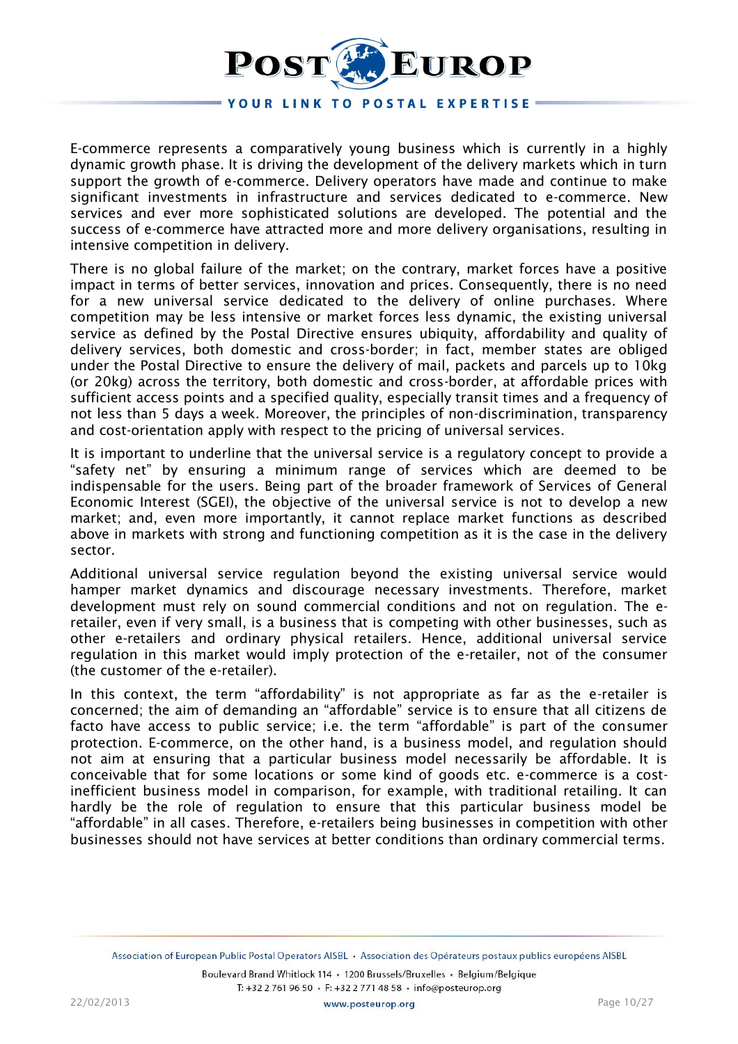E-commerce represents a comparatively young business which is currently in a highly dynamic growth phase. It is driving the development of the delivery markets which in turn support the growth of e-commerce. Delivery operators have made and continue to make significant investments in infrastructure and services dedicated to e-commerce. New services and ever more sophisticated solutions are developed. The potential and the success of e-commerce have attracted more and more delivery organisations, resulting in intensive competition in delivery.

There is no global failure of the market; on the contrary, market forces have a positive impact in terms of better services, innovation and prices. Consequently, there is no need for a new universal service dedicated to the delivery of online purchases. Where competition may be less intensive or market forces less dynamic, the existing universal service as defined by the Postal Directive ensures ubiquity, affordability and quality of delivery services, both domestic and cross-border; in fact, member states are obliged under the Postal Directive to ensure the delivery of mail, packets and parcels up to 10kg (or 20kg) across the territory, both domestic and cross-border, at affordable prices with sufficient access points and a specified quality, especially transit times and a frequency of not less than 5 days a week. Moreover, the principles of non-discrimination, transparency and cost-orientation apply with respect to the pricing of universal services.

It is important to underline that the universal service is a regulatory concept to provide a "safety net" by ensuring a minimum range of services which are deemed to be indispensable for the users. Being part of the broader framework of Services of General Economic Interest (SGEI), the objective of the universal service is not to develop a new market; and, even more importantly, it cannot replace market functions as described above in markets with strong and functioning competition as it is the case in the delivery sector.

Additional universal service regulation beyond the existing universal service would hamper market dynamics and discourage necessary investments. Therefore, market development must rely on sound commercial conditions and not on regulation. The e-retailer, even if very small, is a business that is competing with other businesses, such as other e-retailers and ordinary physical retailers. Hence, additional universal service regulation in this market would imply protection of the e-retailer, not of the consumer (the customer of the e-retailer).

In this context, the term "affordability" is not appropriate as far as the e-retailer is concerned; the aim of demanding an "affordable" service is to ensure that all citizens de facto have access to public service; i.e. the term "affordable" is part of the consumer protection. E-commerce, on the other hand, is a business model, and regulation should not aim at ensuring that a particular business model necessarily be affordable. It is conceivable that for some locations or some kind of goods etc. e-commerce is a cost-inefficient business model in comparison, for example, with traditional retailing. It can hardly be the role of regulation to ensure that this particular business model be "affordable" in all cases. Therefore, e-retailers being businesses in competition with other businesses should not have services at better conditions than ordinary commercial terms.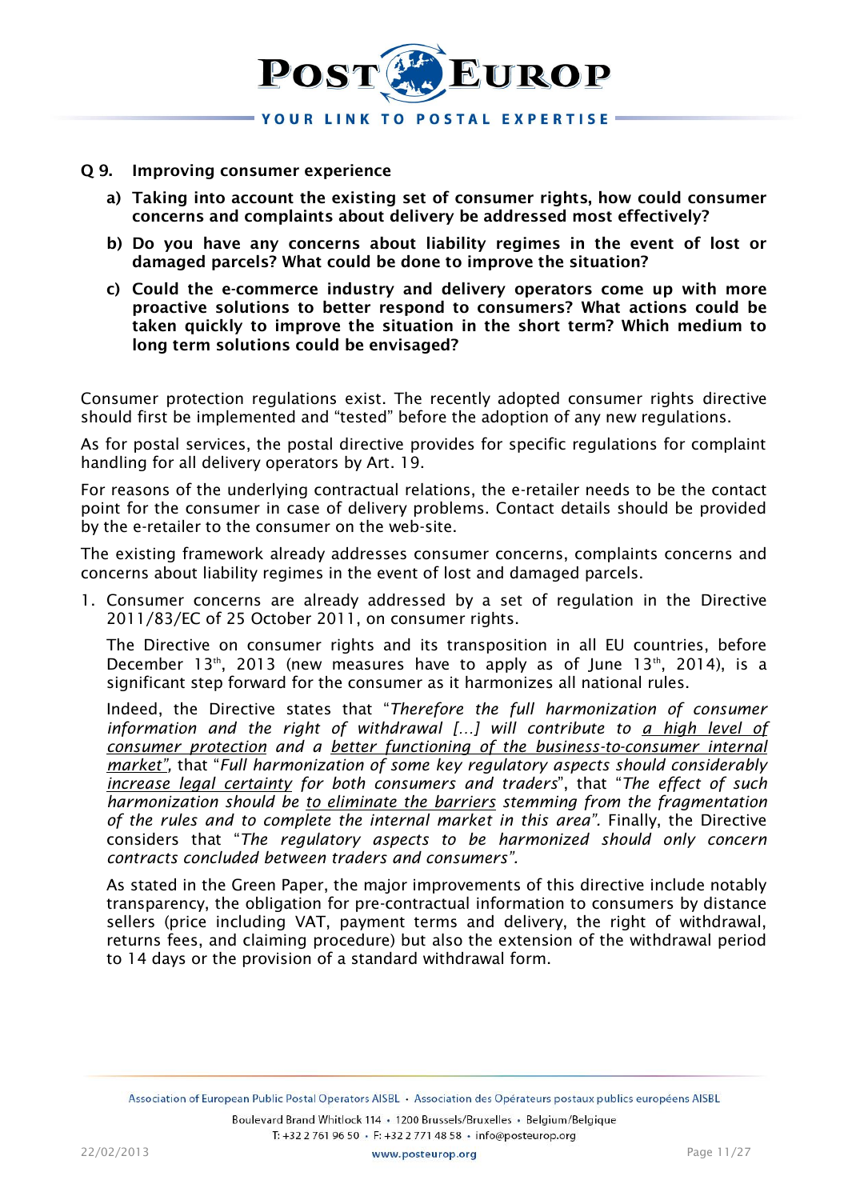**Q 9. Improving consumer experience**

**a) Taking into account the existing set of consumer rights, how could consumer concerns and complaints about delivery be addressed most effectively?**

**b) Do you have any concerns about liability regimes in the event of lost or damaged parcels? What could be done to improve the situation?**

**c) Could the e-commerce industry and delivery operators come up with more proactive solutions to better respond to consumers? What actions could be taken quickly to improve the situation in the short term? Which medium to long term solutions could be envisaged?**

Consumer protection regulations exist. The recently adopted consumer rights directive should first be implemented and "tested" before the adoption of any new regulations.

As for postal services, the postal directive provides for specific regulations for complaint handling for all delivery operators by Art. 19.

For reasons of the underlying contractual relations, the e-retailer needs to be the contact point for the consumer in case of delivery problems. Contact details should be provided by the e-retailer to the consumer on the web-site.

The existing framework already addresses consumer concerns, complaints concerns and concerns about liability regimes in the event of lost and damaged parcels.

1. Consumer concerns are already addressed by a set of regulation in the Directive 2011/83/EC of 25 October 2011, on consumer rights.

   The Directive on consumer rights and its transposition in all EU countries, before December 13th, 2013 (new measures have to apply as of June 13th, 2014), is a significant step forward for the consumer as it harmonizes all national rules.

   Indeed, the Directive states that "*Therefore the full harmonization of consumer information and the right of withdrawal […] will contribute to a high level of consumer protection and a better functioning of the business-to-consumer internal market*", that "*Full harmonization of some key regulatory aspects should considerably increase legal certainty for both consumers and traders*", that "*The effect of such harmonization should be to eliminate the barriers stemming from the fragmentation of the rules and to complete the internal market in this area*". Finally, the Directive considers that "*The regulatory aspects to be harmonized should only concern contracts concluded between traders and consumers*".

   As stated in the Green Paper, the major improvements of this directive include notably transparency, the obligation for pre-contractual information to consumers by distance sellers (price including VAT, payment terms and delivery, the right of withdrawal, returns fees, and claiming procedure) but also the extension of the withdrawal period to 14 days or the provision of a standard withdrawal form.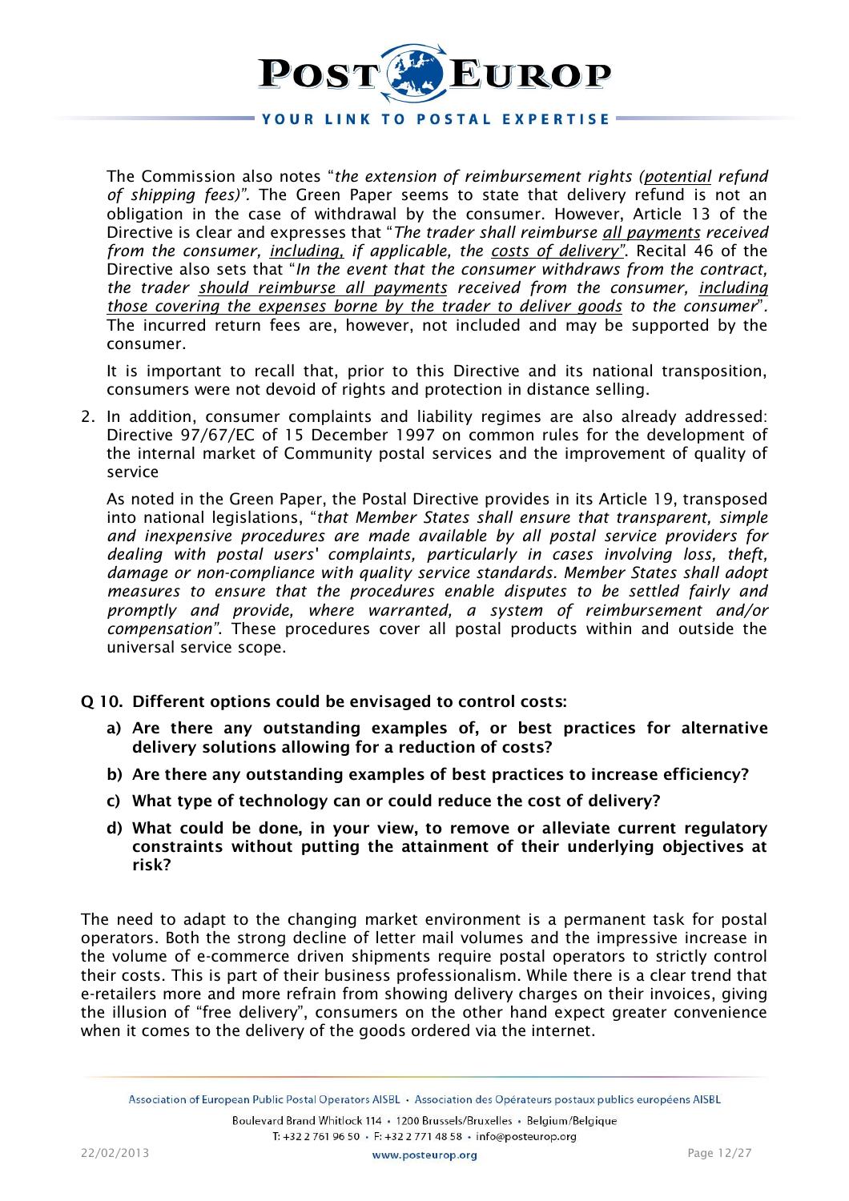The Commission also notes "*the extension of reimbursement rights (<u>potential</u> refund of shipping fees)".* The Green Paper seems to state that delivery refund is not an obligation in the case of withdrawal by the consumer. However, Article 13 of the Directive is clear and expresses that "*The trader shall reimburse <u>all payments</u> received from the consumer, <u>including,</u> if applicable, the <u>costs of delivery</u>"*. Recital 46 of the Directive also sets that "*In the event that the consumer withdraws from the contract, the trader <u>should reimburse all payments</u> received from the consumer, <u>including those covering the expenses borne by the trader to deliver goods</u> to the consumer*". The incurred return fees are, however, not included and may be supported by the consumer.

It is important to recall that, prior to this Directive and its national transposition, consumers were not devoid of rights and protection in distance selling.

2. In addition, consumer complaints and liability regimes are also already addressed: Directive 97/67/EC of 15 December 1997 on common rules for the development of the internal market of Community postal services and the improvement of quality of service

   As noted in the Green Paper, the Postal Directive provides in its Article 19, transposed into national legislations, "*that Member States shall ensure that transparent, simple and inexpensive procedures are made available by all postal service providers for dealing with postal users' complaints, particularly in cases involving loss, theft, damage or non-compliance with quality service standards. Member States shall adopt measures to ensure that the procedures enable disputes to be settled fairly and promptly and provide, where warranted, a system of reimbursement and/or compensation*". These procedures cover all postal products within and outside the universal service scope.

**Q 10. Different options could be envisaged to control costs:**

- **a) Are there any outstanding examples of, or best practices for alternative delivery solutions allowing for a reduction of costs?**
- **b) Are there any outstanding examples of best practices to increase efficiency?**
- **c) What type of technology can or could reduce the cost of delivery?**
- **d) What could be done, in your view, to remove or alleviate current regulatory constraints without putting the attainment of their underlying objectives at risk?**

The need to adapt to the changing market environment is a permanent task for postal operators. Both the strong decline of letter mail volumes and the impressive increase in the volume of e-commerce driven shipments require postal operators to strictly control their costs. This is part of their business professionalism. While there is a clear trend that e-retailers more and more refrain from showing delivery charges on their invoices, giving the illusion of "free delivery", consumers on the other hand expect greater convenience when it comes to the delivery of the goods ordered via the internet.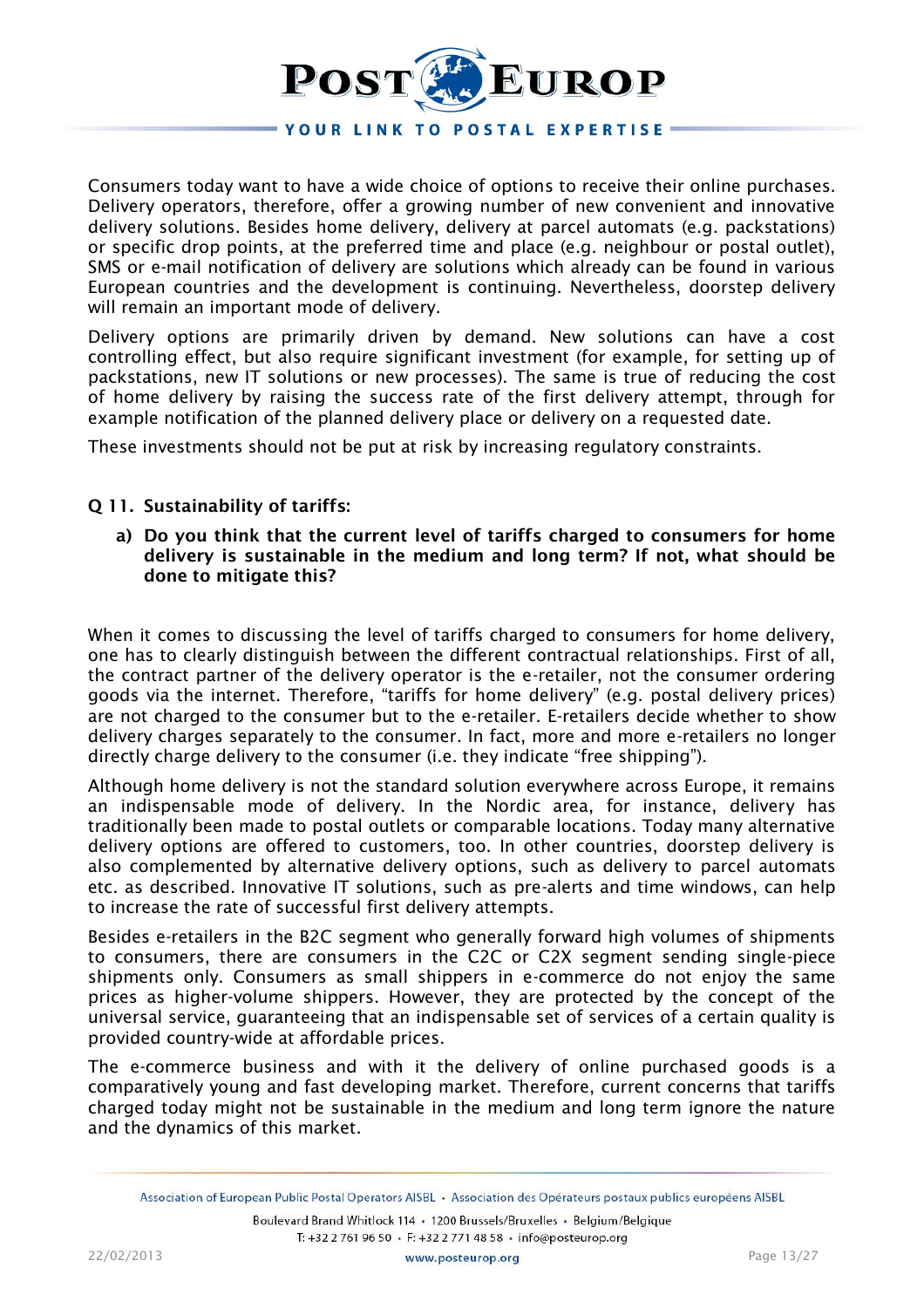Consumers today want to have a wide choice of options to receive their online purchases. Delivery operators, therefore, offer a growing number of new convenient and innovative delivery solutions. Besides home delivery, delivery at parcel automats (e.g. packstations) or specific drop points, at the preferred time and place (e.g. neighbour or postal outlet), SMS or e-mail notification of delivery are solutions which already can be found in various European countries and the development is continuing. Nevertheless, doorstep delivery will remain an important mode of delivery.

Delivery options are primarily driven by demand. New solutions can have a cost controlling effect, but also require significant investment (for example, for setting up of packstations, new IT solutions or new processes). The same is true of reducing the cost of home delivery by raising the success rate of the first delivery attempt, through for example notification of the planned delivery place or delivery on a requested date.

These investments should not be put at risk by increasing regulatory constraints.

**Q 11. Sustainability of tariffs:**

**a) Do you think that the current level of tariffs charged to consumers for home delivery is sustainable in the medium and long term? If not, what should be done to mitigate this?**

When it comes to discussing the level of tariffs charged to consumers for home delivery, one has to clearly distinguish between the different contractual relationships. First of all, the contract partner of the delivery operator is the e-retailer, not the consumer ordering goods via the internet. Therefore, "tariffs for home delivery" (e.g. postal delivery prices) are not charged to the consumer but to the e-retailer. E-retailers decide whether to show delivery charges separately to the consumer. In fact, more and more e-retailers no longer directly charge delivery to the consumer (i.e. they indicate "free shipping").

Although home delivery is not the standard solution everywhere across Europe, it remains an indispensable mode of delivery. In the Nordic area, for instance, delivery has traditionally been made to postal outlets or comparable locations. Today many alternative delivery options are offered to customers, too. In other countries, doorstep delivery is also complemented by alternative delivery options, such as delivery to parcel automats etc. as described. Innovative IT solutions, such as pre-alerts and time windows, can help to increase the rate of successful first delivery attempts.

Besides e-retailers in the B2C segment who generally forward high volumes of shipments to consumers, there are consumers in the C2C or C2X segment sending single-piece shipments only. Consumers as small shippers in e-commerce do not enjoy the same prices as higher-volume shippers. However, they are protected by the concept of the universal service, guaranteeing that an indispensable set of services of a certain quality is provided country-wide at affordable prices.

The e-commerce business and with it the delivery of online purchased goods is a comparatively young and fast developing market. Therefore, current concerns that tariffs charged today might not be sustainable in the medium and long term ignore the nature and the dynamics of this market.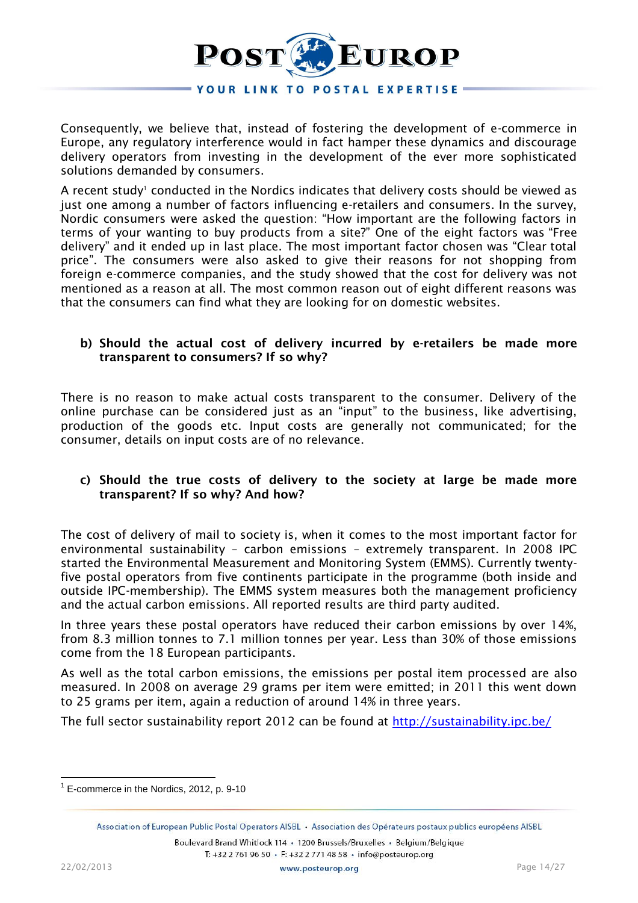Consequently, we believe that, instead of fostering the development of e-commerce in Europe, any regulatory interference would in fact hamper these dynamics and discourage delivery operators from investing in the development of the ever more sophisticated solutions demanded by consumers.

A recent study[1] conducted in the Nordics indicates that delivery costs should be viewed as just one among a number of factors influencing e-retailers and consumers. In the survey, Nordic consumers were asked the question: "How important are the following factors in terms of your wanting to buy products from a site?" One of the eight factors was "Free delivery" and it ended up in last place. The most important factor chosen was "Clear total price". The consumers were also asked to give their reasons for not shopping from foreign e-commerce companies, and the study showed that the cost for delivery was not mentioned as a reason at all. The most common reason out of eight different reasons was that the consumers can find what they are looking for on domestic websites.

**b) Should the actual cost of delivery incurred by e-retailers be made more transparent to consumers? If so why?**

There is no reason to make actual costs transparent to the consumer. Delivery of the online purchase can be considered just as an "input" to the business, like advertising, production of the goods etc. Input costs are generally not communicated; for the consumer, details on input costs are of no relevance.

**c) Should the true costs of delivery to the society at large be made more transparent? If so why? And how?**

The cost of delivery of mail to society is, when it comes to the most important factor for environmental sustainability – carbon emissions – extremely transparent. In 2008 IPC started the Environmental Measurement and Monitoring System (EMMS). Currently twenty-five postal operators from five continents participate in the programme (both inside and outside IPC-membership). The EMMS system measures both the management proficiency and the actual carbon emissions. All reported results are third party audited.

In three years these postal operators have reduced their carbon emissions by over 14%, from 8.3 million tonnes to 7.1 million tonnes per year. Less than 30% of those emissions come from the 18 European participants.

As well as the total carbon emissions, the emissions per postal item processed are also measured. In 2008 on average 29 grams per item were emitted; in 2011 this went down to 25 grams per item, again a reduction of around 14% in three years.

The full sector sustainability report 2012 can be found at http://sustainability.ipc.be/

---

[1] E-commerce in the Nordics, 2012, p. 9-10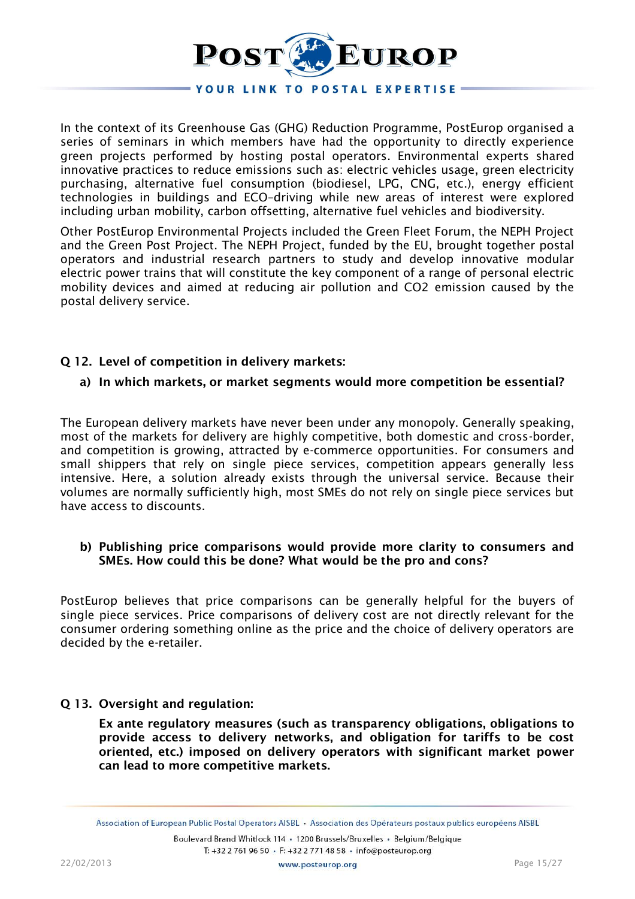In the context of its Greenhouse Gas (GHG) Reduction Programme, PostEurop organised a series of seminars in which members have had the opportunity to directly experience green projects performed by hosting postal operators. Environmental experts shared innovative practices to reduce emissions such as: electric vehicles usage, green electricity purchasing, alternative fuel consumption (biodiesel, LPG, CNG, etc.), energy efficient technologies in buildings and ECO-driving while new areas of interest were explored including urban mobility, carbon offsetting, alternative fuel vehicles and biodiversity.

Other PostEurop Environmental Projects included the Green Fleet Forum, the NEPH Project and the Green Post Project. The NEPH Project, funded by the EU, brought together postal operators and industrial research partners to study and develop innovative modular electric power trains that will constitute the key component of a range of personal electric mobility devices and aimed at reducing air pollution and $CO_2$ emission caused by the postal delivery service.

**Q 12. Level of competition in delivery markets:**

**a) In which markets, or market segments would more competition be essential?**

The European delivery markets have never been under any monopoly. Generally speaking, most of the markets for delivery are highly competitive, both domestic and cross-border, and competition is growing, attracted by e-commerce opportunities. For consumers and small shippers that rely on single piece services, competition appears generally less intensive. Here, a solution already exists through the universal service. Because their volumes are normally sufficiently high, most SMEs do not rely on single piece services but have access to discounts.

**b) Publishing price comparisons would provide more clarity to consumers and SMEs. How could this be done? What would be the pro and cons?**

PostEurop believes that price comparisons can be generally helpful for the buyers of single piece services. Price comparisons of delivery cost are not directly relevant for the consumer ordering something online as the price and the choice of delivery operators are decided by the e-retailer.

**Q 13. Oversight and regulation:**

**Ex ante regulatory measures (such as transparency obligations, obligations to provide access to delivery networks, and obligation for tariffs to be cost oriented, etc.) imposed on delivery operators with significant market power can lead to more competitive markets.**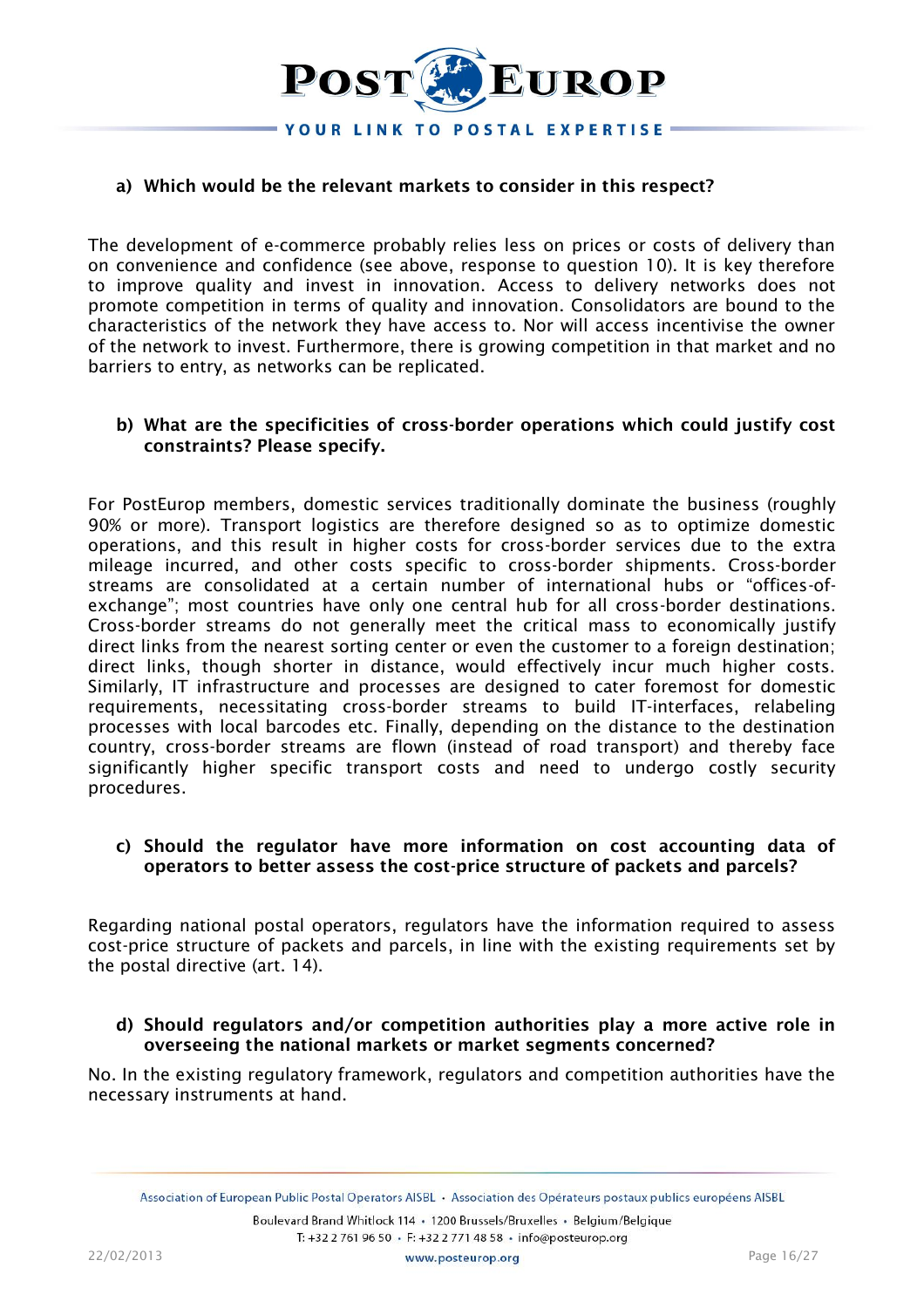**a) Which would be the relevant markets to consider in this respect?**

The development of e-commerce probably relies less on prices or costs of delivery than on convenience and confidence (see above, response to question 10). It is key therefore to improve quality and invest in innovation. Access to delivery networks does not promote competition in terms of quality and innovation. Consolidators are bound to the characteristics of the network they have access to. Nor will access incentivise the owner of the network to invest. Furthermore, there is growing competition in that market and no barriers to entry, as networks can be replicated.

**b) What are the specificities of cross-border operations which could justify cost constraints? Please specify.**

For PostEurop members, domestic services traditionally dominate the business (roughly 90% or more). Transport logistics are therefore designed so as to optimize domestic operations, and this result in higher costs for cross-border services due to the extra mileage incurred, and other costs specific to cross-border shipments. Cross-border streams are consolidated at a certain number of international hubs or "offices-of-exchange"; most countries have only one central hub for all cross-border destinations. Cross-border streams do not generally meet the critical mass to economically justify direct links from the nearest sorting center or even the customer to a foreign destination; direct links, though shorter in distance, would effectively incur much higher costs. Similarly, IT infrastructure and processes are designed to cater foremost for domestic requirements, necessitating cross-border streams to build IT-interfaces, relabeling processes with local barcodes etc. Finally, depending on the distance to the destination country, cross-border streams are flown (instead of road transport) and thereby face significantly higher specific transport costs and need to undergo costly security procedures.

**c) Should the regulator have more information on cost accounting data of operators to better assess the cost-price structure of packets and parcels?**

Regarding national postal operators, regulators have the information required to assess cost-price structure of packets and parcels, in line with the existing requirements set by the postal directive (art. 14).

**d) Should regulators and/or competition authorities play a more active role in overseeing the national markets or market segments concerned?**

No. In the existing regulatory framework, regulators and competition authorities have the necessary instruments at hand.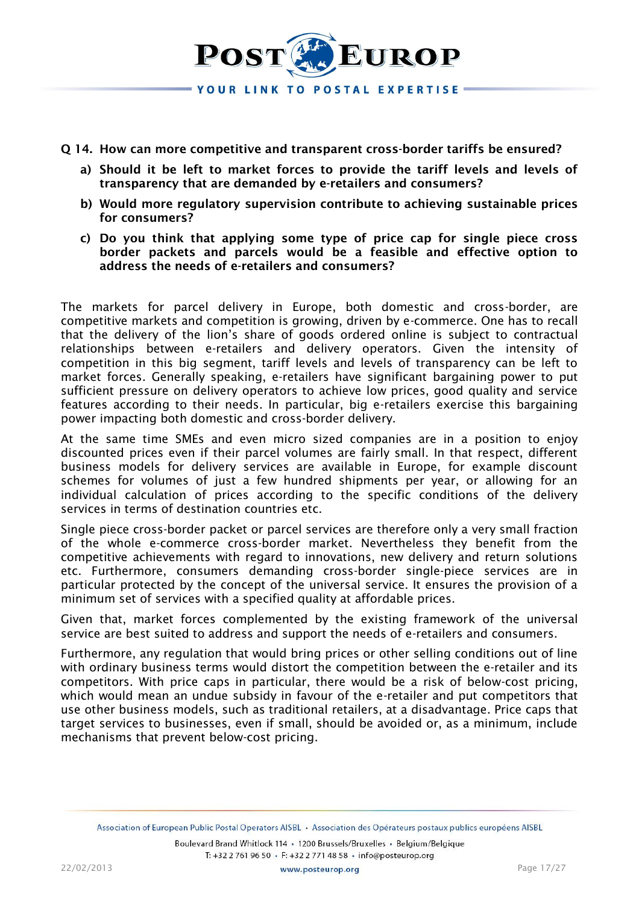**Q 14. How can more competitive and transparent cross-border tariffs be ensured?**

**a) Should it be left to market forces to provide the tariff levels and levels of transparency that are demanded by e-retailers and consumers?**

**b) Would more regulatory supervision contribute to achieving sustainable prices for consumers?**

**c) Do you think that applying some type of price cap for single piece cross border packets and parcels would be a feasible and effective option to address the needs of e-retailers and consumers?**

The markets for parcel delivery in Europe, both domestic and cross-border, are competitive markets and competition is growing, driven by e-commerce. One has to recall that the delivery of the lion's share of goods ordered online is subject to contractual relationships between e-retailers and delivery operators. Given the intensity of competition in this big segment, tariff levels and levels of transparency can be left to market forces. Generally speaking, e-retailers have significant bargaining power to put sufficient pressure on delivery operators to achieve low prices, good quality and service features according to their needs. In particular, big e-retailers exercise this bargaining power impacting both domestic and cross-border delivery.

At the same time SMEs and even micro sized companies are in a position to enjoy discounted prices even if their parcel volumes are fairly small. In that respect, different business models for delivery services are available in Europe, for example discount schemes for volumes of just a few hundred shipments per year, or allowing for an individual calculation of prices according to the specific conditions of the delivery services in terms of destination countries etc.

Single piece cross-border packet or parcel services are therefore only a very small fraction of the whole e-commerce cross-border market. Nevertheless they benefit from the competitive achievements with regard to innovations, new delivery and return solutions etc. Furthermore, consumers demanding cross-border single-piece services are in particular protected by the concept of the universal service. It ensures the provision of a minimum set of services with a specified quality at affordable prices.

Given that, market forces complemented by the existing framework of the universal service are best suited to address and support the needs of e-retailers and consumers.

Furthermore, any regulation that would bring prices or other selling conditions out of line with ordinary business terms would distort the competition between the e-retailer and its competitors. With price caps in particular, there would be a risk of below-cost pricing, which would mean an undue subsidy in favour of the e-retailer and put competitors that use other business models, such as traditional retailers, at a disadvantage. Price caps that target services to businesses, even if small, should be avoided or, as a minimum, include mechanisms that prevent below-cost pricing.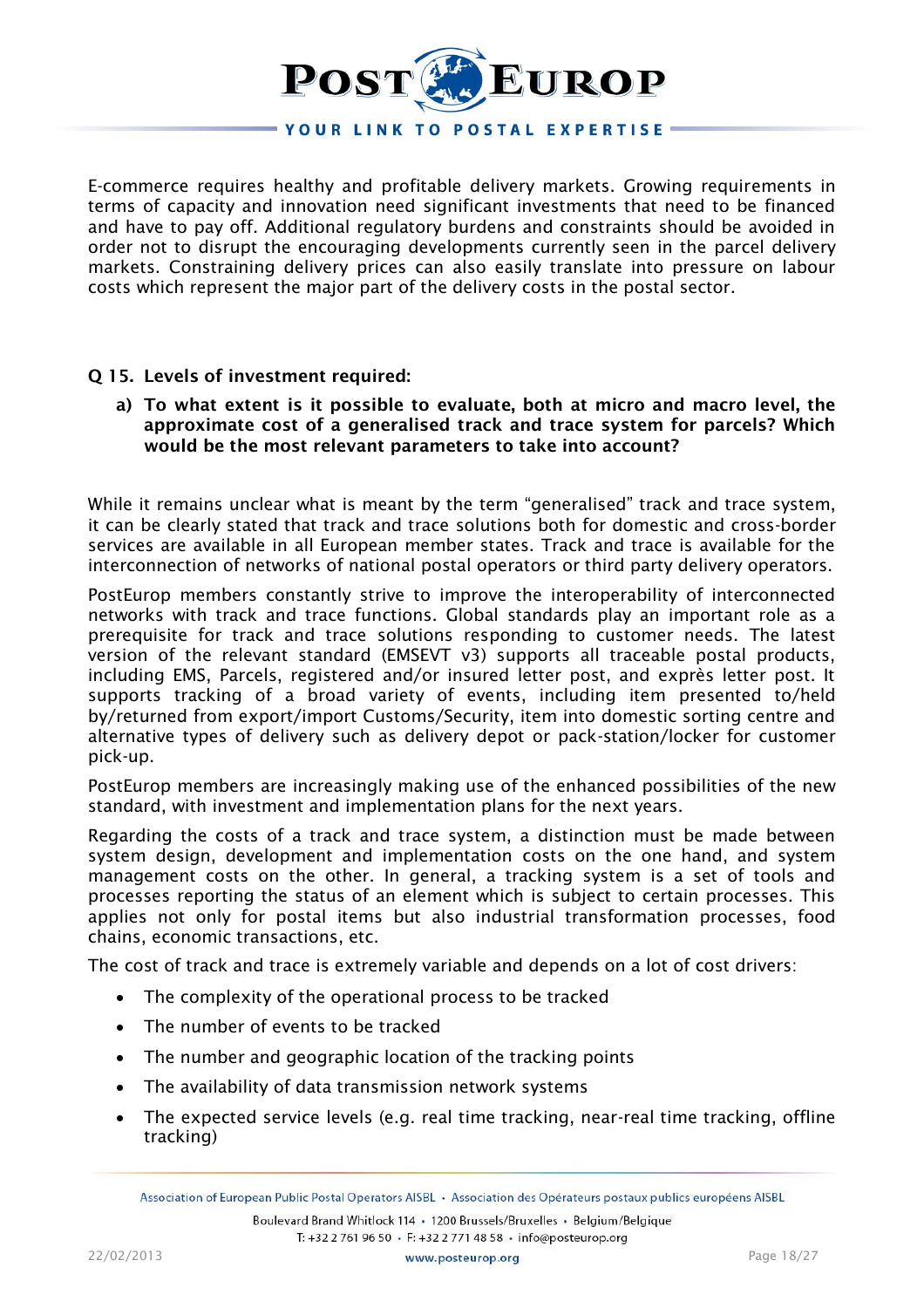E-commerce requires healthy and profitable delivery markets. Growing requirements in terms of capacity and innovation need significant investments that need to be financed and have to pay off. Additional regulatory burdens and constraints should be avoided in order not to disrupt the encouraging developments currently seen in the parcel delivery markets. Constraining delivery prices can also easily translate into pressure on labour costs which represent the major part of the delivery costs in the postal sector.

**Q 15. Levels of investment required:**

**a) To what extent is it possible to evaluate, both at micro and macro level, the approximate cost of a generalised track and trace system for parcels? Which would be the most relevant parameters to take into account?**

While it remains unclear what is meant by the term "generalised" track and trace system, it can be clearly stated that track and trace solutions both for domestic and cross-border services are available in all European member states. Track and trace is available for the interconnection of networks of national postal operators or third party delivery operators.

PostEurop members constantly strive to improve the interoperability of interconnected networks with track and trace functions. Global standards play an important role as a prerequisite for track and trace solutions responding to customer needs. The latest version of the relevant standard (EMSEVT v3) supports all traceable postal products, including EMS, Parcels, registered and/or insured letter post, and exprès letter post. It supports tracking of a broad variety of events, including item presented to/held by/returned from export/import Customs/Security, item into domestic sorting centre and alternative types of delivery such as delivery depot or pack-station/locker for customer pick-up.

PostEurop members are increasingly making use of the enhanced possibilities of the new standard, with investment and implementation plans for the next years.

Regarding the costs of a track and trace system, a distinction must be made between system design, development and implementation costs on the one hand, and system management costs on the other. In general, a tracking system is a set of tools and processes reporting the status of an element which is subject to certain processes. This applies not only for postal items but also industrial transformation processes, food chains, economic transactions, etc.

The cost of track and trace is extremely variable and depends on a lot of cost drivers:

- The complexity of the operational process to be tracked
- The number of events to be tracked
- The number and geographic location of the tracking points
- The availability of data transmission network systems
- The expected service levels (e.g. real time tracking, near-real time tracking, offline tracking)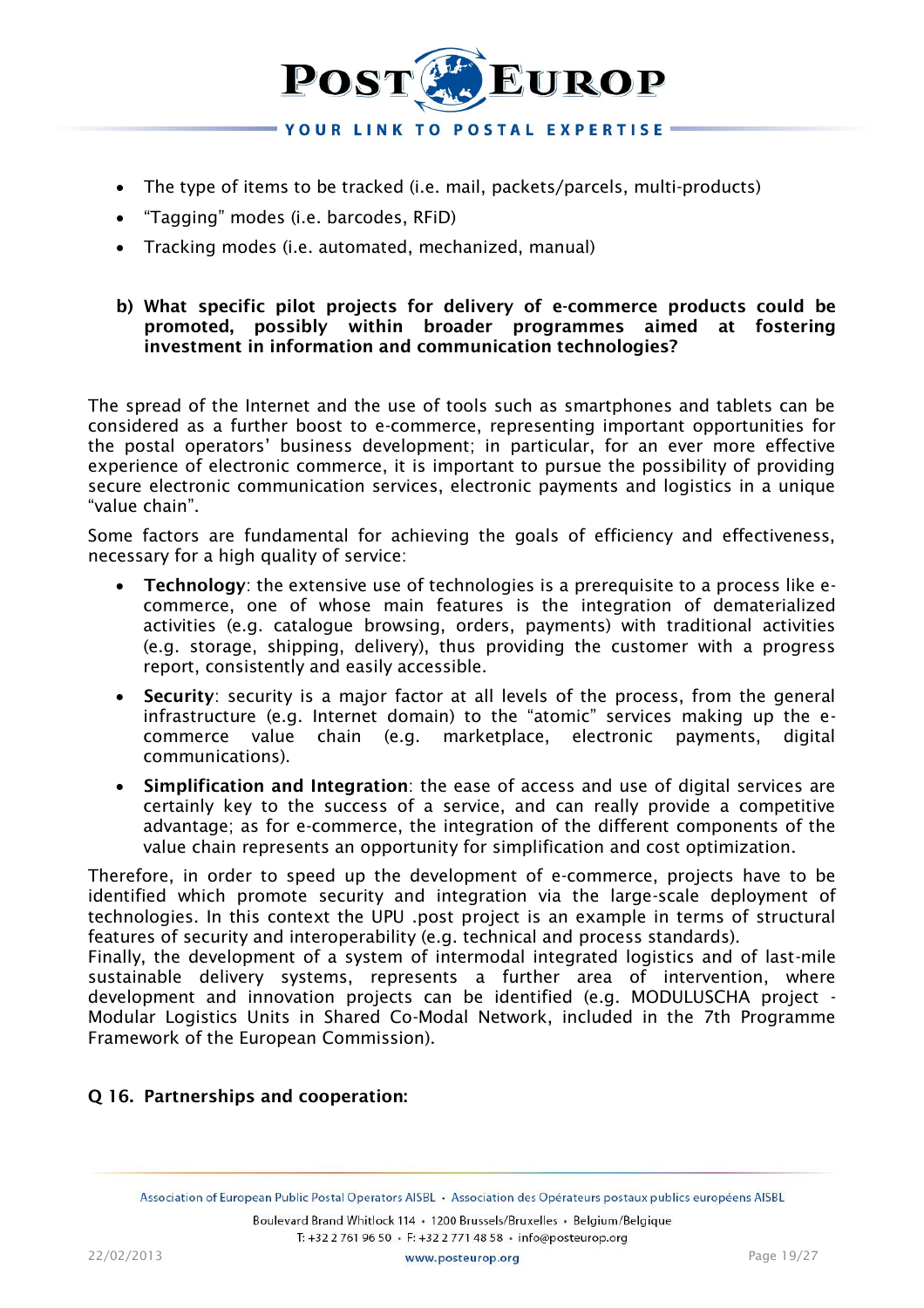- The type of items to be tracked (i.e. mail, packets/parcels, multi-products)
- "Tagging" modes (i.e. barcodes, RFiD)
- Tracking modes (i.e. automated, mechanized, manual)

**b) What specific pilot projects for delivery of e-commerce products could be promoted, possibly within broader programmes aimed at fostering investment in information and communication technologies?**

The spread of the Internet and the use of tools such as smartphones and tablets can be considered as a further boost to e-commerce, representing important opportunities for the postal operators' business development; in particular, for an ever more effective experience of electronic commerce, it is important to pursue the possibility of providing secure electronic communication services, electronic payments and logistics in a unique "value chain".

Some factors are fundamental for achieving the goals of efficiency and effectiveness, necessary for a high quality of service:

- **Technology**: the extensive use of technologies is a prerequisite to a process like e-commerce, one of whose main features is the integration of dematerialized activities (e.g. catalogue browsing, orders, payments) with traditional activities (e.g. storage, shipping, delivery), thus providing the customer with a progress report, consistently and easily accessible.
- **Security**: security is a major factor at all levels of the process, from the general infrastructure (e.g. Internet domain) to the "atomic" services making up the e-commerce value chain (e.g. marketplace, electronic payments, digital communications).
- **Simplification and Integration**: the ease of access and use of digital services are certainly key to the success of a service, and can really provide a competitive advantage; as for e-commerce, the integration of the different components of the value chain represents an opportunity for simplification and cost optimization.

Therefore, in order to speed up the development of e-commerce, projects have to be identified which promote security and integration via the large-scale deployment of technologies. In this context the UPU .post project is an example in terms of structural features of security and interoperability (e.g. technical and process standards).

Finally, the development of a system of intermodal integrated logistics and of last-mile sustainable delivery systems, represents a further area of intervention, where development and innovation projects can be identified (e.g. MODULUSCHA project - Modular Logistics Units in Shared Co-Modal Network, included in the 7th Programme Framework of the European Commission).

**Q 16. Partnerships and cooperation:**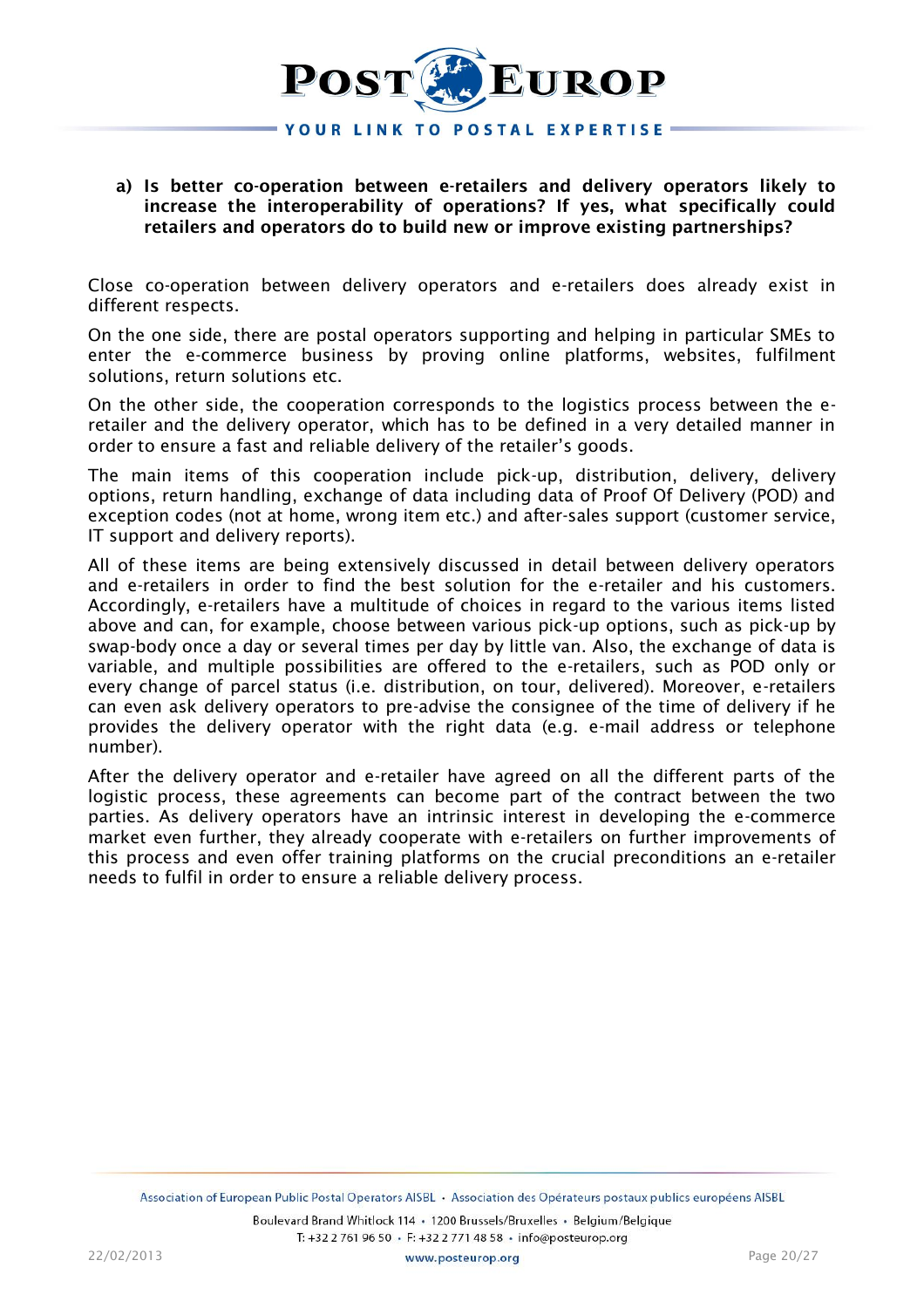**a) Is better co-operation between e-retailers and delivery operators likely to increase the interoperability of operations? If yes, what specifically could retailers and operators do to build new or improve existing partnerships?**

Close co-operation between delivery operators and e-retailers does already exist in different respects.

On the one side, there are postal operators supporting and helping in particular SMEs to enter the e-commerce business by proving online platforms, websites, fulfilment solutions, return solutions etc.

On the other side, the cooperation corresponds to the logistics process between the e-retailer and the delivery operator, which has to be defined in a very detailed manner in order to ensure a fast and reliable delivery of the retailer's goods.

The main items of this cooperation include pick-up, distribution, delivery, delivery options, return handling, exchange of data including data of Proof Of Delivery (POD) and exception codes (not at home, wrong item etc.) and after-sales support (customer service, IT support and delivery reports).

All of these items are being extensively discussed in detail between delivery operators and e-retailers in order to find the best solution for the e-retailer and his customers. Accordingly, e-retailers have a multitude of choices in regard to the various items listed above and can, for example, choose between various pick-up options, such as pick-up by swap-body once a day or several times per day by little van. Also, the exchange of data is variable, and multiple possibilities are offered to the e-retailers, such as POD only or every change of parcel status (i.e. distribution, on tour, delivered). Moreover, e-retailers can even ask delivery operators to pre-advise the consignee of the time of delivery if he provides the delivery operator with the right data (e.g. e-mail address or telephone number).

After the delivery operator and e-retailer have agreed on all the different parts of the logistic process, these agreements can become part of the contract between the two parties. As delivery operators have an intrinsic interest in developing the e-commerce market even further, they already cooperate with e-retailers on further improvements of this process and even offer training platforms on the crucial preconditions an e-retailer needs to fulfil in order to ensure a reliable delivery process.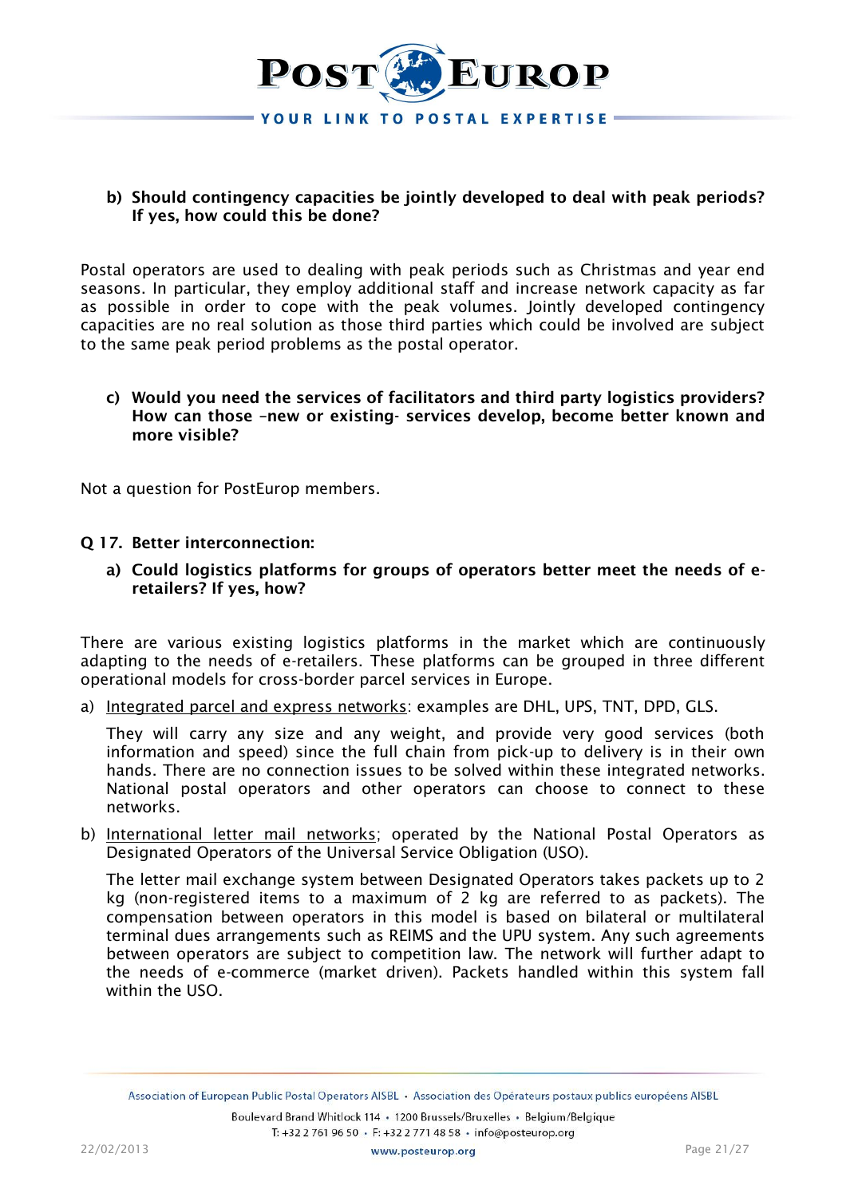**b) Should contingency capacities be jointly developed to deal with peak periods? If yes, how could this be done?**

Postal operators are used to dealing with peak periods such as Christmas and year end seasons. In particular, they employ additional staff and increase network capacity as far as possible in order to cope with the peak volumes. Jointly developed contingency capacities are no real solution as those third parties which could be involved are subject to the same peak period problems as the postal operator.

**c) Would you need the services of facilitators and third party logistics providers? How can those –new or existing- services develop, become better known and more visible?**

Not a question for PostEurop members.

**Q 17. Better interconnection:**

**a) Could logistics platforms for groups of operators better meet the needs of e-retailers? If yes, how?**

There are various existing logistics platforms in the market which are continuously adapting to the needs of e-retailers. These platforms can be grouped in three different operational models for cross-border parcel services in Europe.

a) Integrated parcel and express networks: examples are DHL, UPS, TNT, DPD, GLS.

   They will carry any size and any weight, and provide very good services (both information and speed) since the full chain from pick-up to delivery is in their own hands. There are no connection issues to be solved within these integrated networks. National postal operators and other operators can choose to connect to these networks.

b) International letter mail networks; operated by the National Postal Operators as Designated Operators of the Universal Service Obligation (USO).

   The letter mail exchange system between Designated Operators takes packets up to 2 kg (non-registered items to a maximum of 2 kg are referred to as packets). The compensation between operators in this model is based on bilateral or multilateral terminal dues arrangements such as REIMS and the UPU system. Any such agreements between operators are subject to competition law. The network will further adapt to the needs of e-commerce (market driven). Packets handled within this system fall within the USO.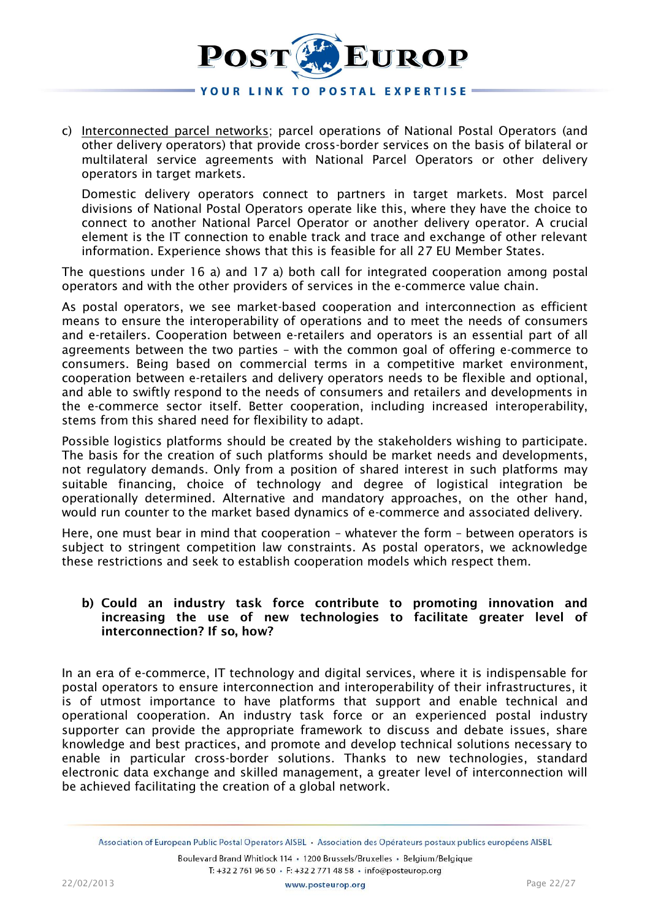c) Interconnected parcel networks; parcel operations of National Postal Operators (and other delivery operators) that provide cross-border services on the basis of bilateral or multilateral service agreements with National Parcel Operators or other delivery operators in target markets.

   Domestic delivery operators connect to partners in target markets. Most parcel divisions of National Postal Operators operate like this, where they have the choice to connect to another National Parcel Operator or another delivery operator. A crucial element is the IT connection to enable track and trace and exchange of other relevant information. Experience shows that this is feasible for all 27 EU Member States.

The questions under 16 a) and 17 a) both call for integrated cooperation among postal operators and with the other providers of services in the e-commerce value chain.

As postal operators, we see market-based cooperation and interconnection as efficient means to ensure the interoperability of operations and to meet the needs of consumers and e-retailers. Cooperation between e-retailers and operators is an essential part of all agreements between the two parties – with the common goal of offering e-commerce to consumers. Being based on commercial terms in a competitive market environment, cooperation between e-retailers and delivery operators needs to be flexible and optional, and able to swiftly respond to the needs of consumers and retailers and developments in the e-commerce sector itself. Better cooperation, including increased interoperability, stems from this shared need for flexibility to adapt.

Possible logistics platforms should be created by the stakeholders wishing to participate. The basis for the creation of such platforms should be market needs and developments, not regulatory demands. Only from a position of shared interest in such platforms may suitable financing, choice of technology and degree of logistical integration be operationally determined. Alternative and mandatory approaches, on the other hand, would run counter to the market based dynamics of e-commerce and associated delivery.

Here, one must bear in mind that cooperation – whatever the form – between operators is subject to stringent competition law constraints. As postal operators, we acknowledge these restrictions and seek to establish cooperation models which respect them.

**b) Could an industry task force contribute to promoting innovation and increasing the use of new technologies to facilitate greater level of interconnection? If so, how?**

In an era of e-commerce, IT technology and digital services, where it is indispensable for postal operators to ensure interconnection and interoperability of their infrastructures, it is of utmost importance to have platforms that support and enable technical and operational cooperation. An industry task force or an experienced postal industry supporter can provide the appropriate framework to discuss and debate issues, share knowledge and best practices, and promote and develop technical solutions necessary to enable in particular cross-border solutions. Thanks to new technologies, standard electronic data exchange and skilled management, a greater level of interconnection will be achieved facilitating the creation of a global network.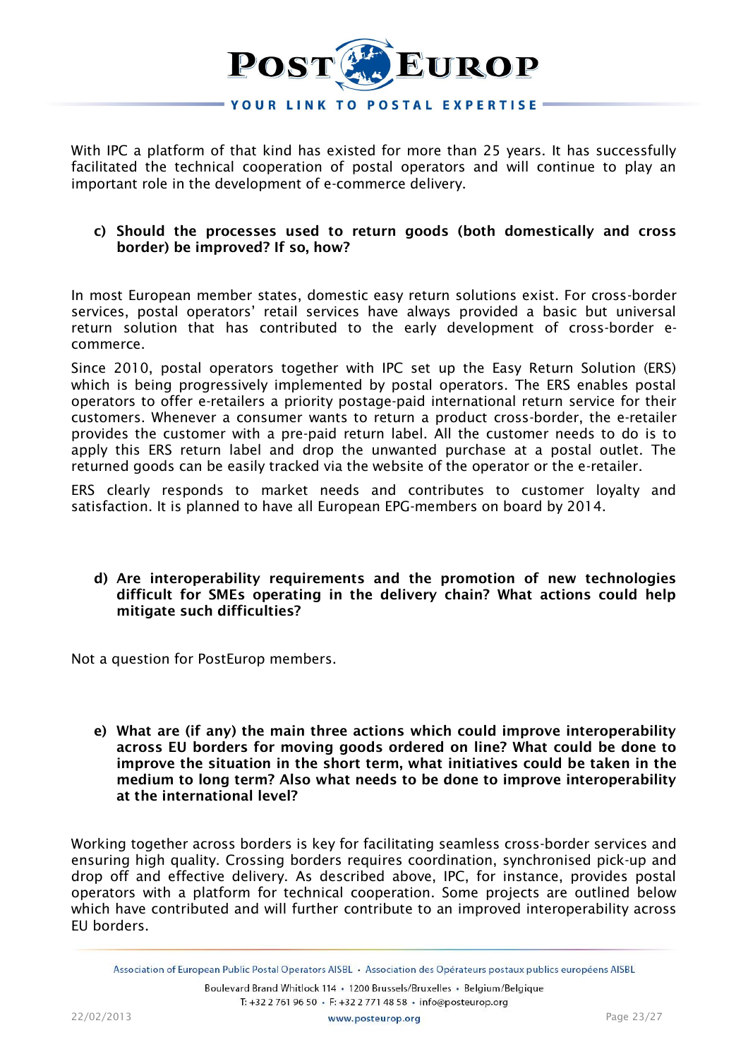With IPC a platform of that kind has existed for more than 25 years. It has successfully facilitated the technical cooperation of postal operators and will continue to play an important role in the development of e-commerce delivery.

**c) Should the processes used to return goods (both domestically and cross border) be improved? If so, how?**

In most European member states, domestic easy return solutions exist. For cross-border services, postal operators' retail services have always provided a basic but universal return solution that has contributed to the early development of cross-border e-commerce.

Since 2010, postal operators together with IPC set up the Easy Return Solution (ERS) which is being progressively implemented by postal operators. The ERS enables postal operators to offer e-retailers a priority postage-paid international return service for their customers. Whenever a consumer wants to return a product cross-border, the e-retailer provides the customer with a pre-paid return label. All the customer needs to do is to apply this ERS return label and drop the unwanted purchase at a postal outlet. The returned goods can be easily tracked via the website of the operator or the e-retailer.

ERS clearly responds to market needs and contributes to customer loyalty and satisfaction. It is planned to have all European EPG-members on board by 2014.

**d) Are interoperability requirements and the promotion of new technologies difficult for SMEs operating in the delivery chain? What actions could help mitigate such difficulties?**

Not a question for PostEurop members.

**e) What are (if any) the main three actions which could improve interoperability across EU borders for moving goods ordered on line? What could be done to improve the situation in the short term, what initiatives could be taken in the medium to long term? Also what needs to be done to improve interoperability at the international level?**

Working together across borders is key for facilitating seamless cross-border services and ensuring high quality. Crossing borders requires coordination, synchronised pick-up and drop off and effective delivery. As described above, IPC, for instance, provides postal operators with a platform for technical cooperation. Some projects are outlined below which have contributed and will further contribute to an improved interoperability across EU borders.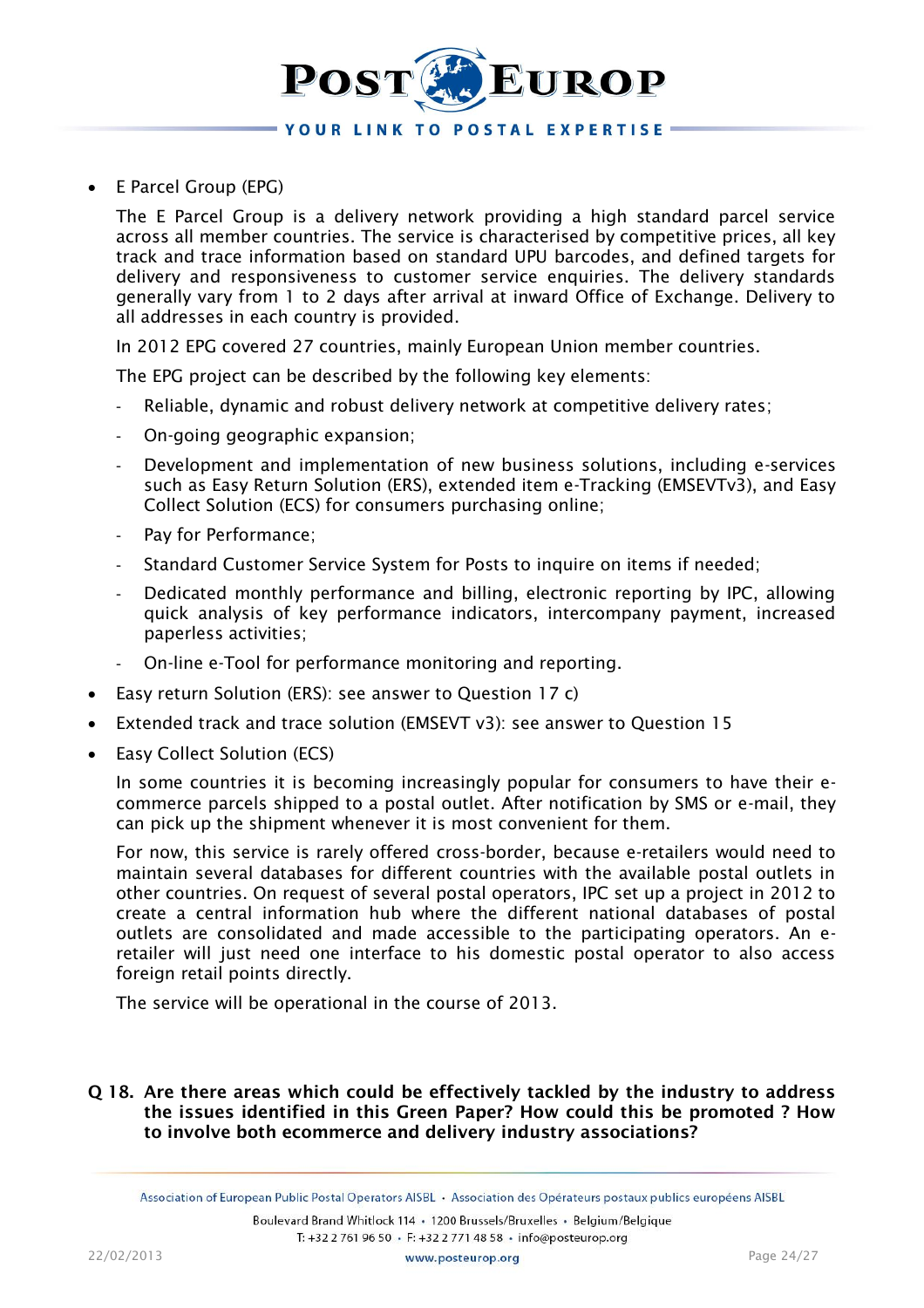- E Parcel Group (EPG)

  The E Parcel Group is a delivery network providing a high standard parcel service across all member countries. The service is characterised by competitive prices, all key track and trace information based on standard UPU barcodes, and defined targets for delivery and responsiveness to customer service enquiries. The delivery standards generally vary from 1 to 2 days after arrival at inward Office of Exchange. Delivery to all addresses in each country is provided.

  In 2012 EPG covered 27 countries, mainly European Union member countries.

  The EPG project can be described by the following key elements:

  - Reliable, dynamic and robust delivery network at competitive delivery rates;
  - On-going geographic expansion;
  - Development and implementation of new business solutions, including e-services such as Easy Return Solution (ERS), extended item e-Tracking (EMSEVTv3), and Easy Collect Solution (ECS) for consumers purchasing online;
  - Pay for Performance;
  - Standard Customer Service System for Posts to inquire on items if needed;
  - Dedicated monthly performance and billing, electronic reporting by IPC, allowing quick analysis of key performance indicators, intercompany payment, increased paperless activities;
  - On-line e-Tool for performance monitoring and reporting.

- Easy return Solution (ERS): see answer to Question 17 c)
- Extended track and trace solution (EMSEVT v3): see answer to Question 15
- Easy Collect Solution (ECS)

  In some countries it is becoming increasingly popular for consumers to have their e-commerce parcels shipped to a postal outlet. After notification by SMS or e-mail, they can pick up the shipment whenever it is most convenient for them.

  For now, this service is rarely offered cross-border, because e-retailers would need to maintain several databases for different countries with the available postal outlets in other countries. On request of several postal operators, IPC set up a project in 2012 to create a central information hub where the different national databases of postal outlets are consolidated and made accessible to the participating operators. An e-retailer will just need one interface to his domestic postal operator to also access foreign retail points directly.

  The service will be operational in the course of 2013.

**Q 18. Are there areas which could be effectively tackled by the industry to address the issues identified in this Green Paper? How could this be promoted ? How to involve both ecommerce and delivery industry associations?**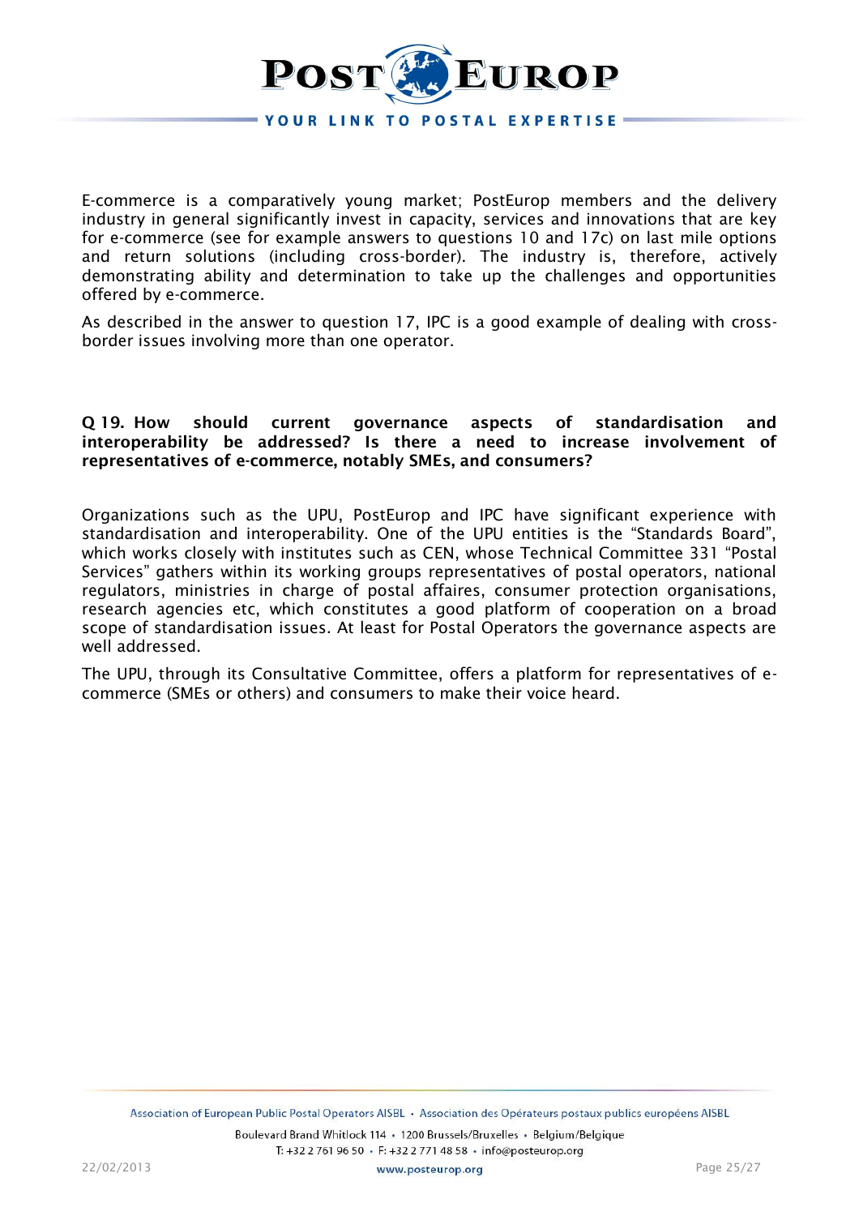E-commerce is a comparatively young market; PostEurop members and the delivery industry in general significantly invest in capacity, services and innovations that are key for e-commerce (see for example answers to questions 10 and 17c) on last mile options and return solutions (including cross-border). The industry is, therefore, actively demonstrating ability and determination to take up the challenges and opportunities offered by e-commerce.

As described in the answer to question 17, IPC is a good example of dealing with cross-border issues involving more than one operator.

**Q 19. How should current governance aspects of standardisation and interoperability be addressed? Is there a need to increase involvement of representatives of e-commerce, notably SMEs, and consumers?**

Organizations such as the UPU, PostEurop and IPC have significant experience with standardisation and interoperability. One of the UPU entities is the "Standards Board", which works closely with institutes such as CEN, whose Technical Committee 331 "Postal Services" gathers within its working groups representatives of postal operators, national regulators, ministries in charge of postal affaires, consumer protection organisations, research agencies etc, which constitutes a good platform of cooperation on a broad scope of standardisation issues. At least for Postal Operators the governance aspects are well addressed.

The UPU, through its Consultative Committee, offers a platform for representatives of e-commerce (SMEs or others) and consumers to make their voice heard.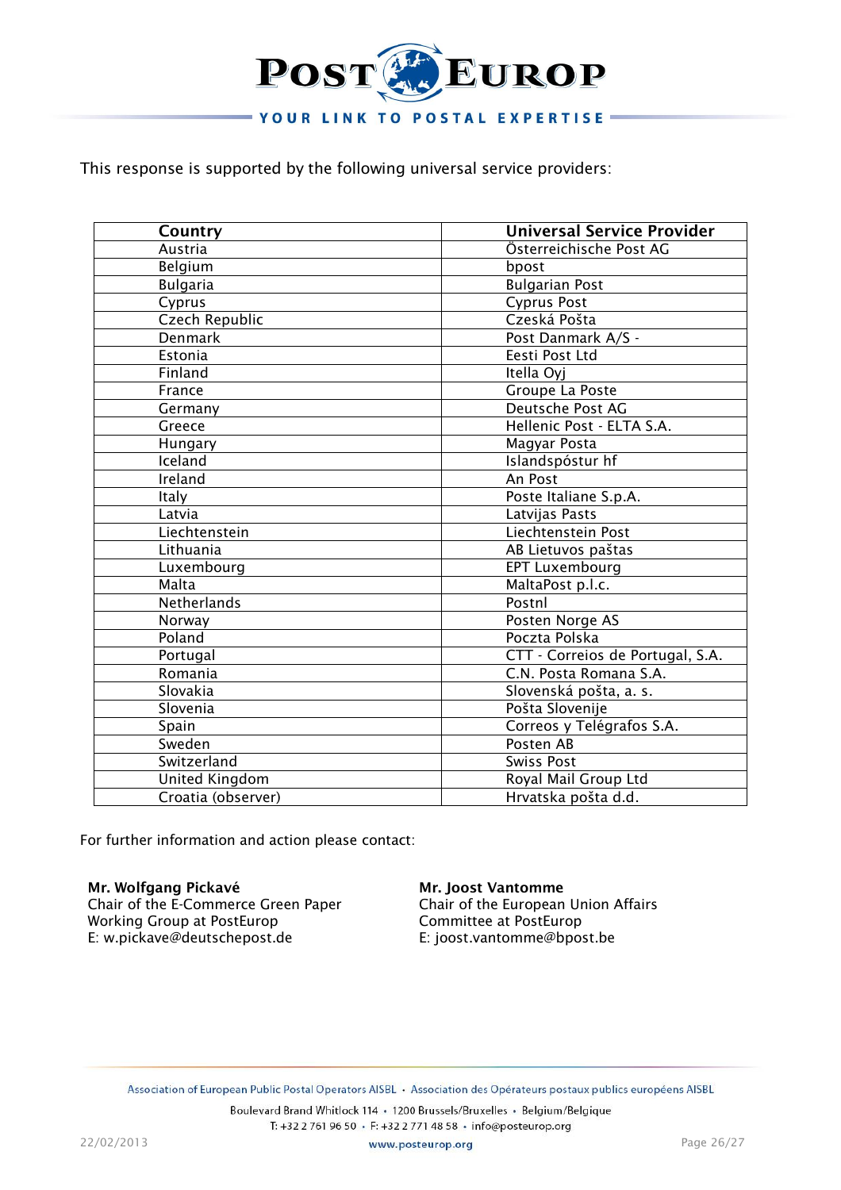This response is supported by the following universal service providers:

| Country | Universal Service Provider |
|---|---|
| Austria | Österreichische Post AG |
| Belgium | bpost |
| Bulgaria | Bulgarian Post |
| Cyprus | Cyprus Post |
| Czech Republic | Czeská Pošta |
| Denmark | Post Danmark A/S - |
| Estonia | Eesti Post Ltd |
| Finland | Itella Oyj |
| France | Groupe La Poste |
| Germany | Deutsche Post AG |
| Greece | Hellenic Post - ELTA S.A. |
| Hungary | Magyar Posta |
| Iceland | Islandspóstur hf |
| Ireland | An Post |
| Italy | Poste Italiane S.p.A. |
| Latvia | Latvijas Pasts |
| Liechtenstein | Liechtenstein Post |
| Lithuania | AB Lietuvos paštas |
| Luxembourg | EPT Luxembourg |
| Malta | MaltaPost p.l.c. |
| Netherlands | Postnl |
| Norway | Posten Norge AS |
| Poland | Poczta Polska |
| Portugal | CTT - Correios de Portugal, S.A. |
| Romania | C.N. Posta Romana S.A. |
| Slovakia | Slovenská pošta, a. s. |
| Slovenia | Pošta Slovenije |
| Spain | Correos y Telégrafos S.A. |
| Sweden | Posten AB |
| Switzerland | Swiss Post |
| United Kingdom | Royal Mail Group Ltd |
| Croatia (observer) | Hrvatska pošta d.d. |

For further information and action please contact:

**Mr. Wolfgang Pickavé**
Chair of the E-Commerce Green Paper Working Group at PostEurop
E: w.pickave@deutschepost.de

**Mr. Joost Vantomme**
Chair of the European Union Affairs Committee at PostEurop
E: joost.vantomme@bpost.be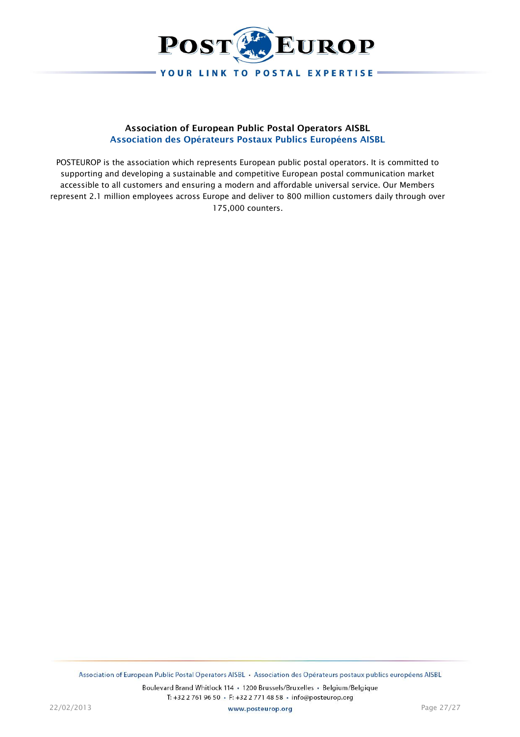**Association of European Public Postal Operators AISBL**
**Association des Opérateurs Postaux Publics Européens AISBL**

POSTEUROP is the association which represents European public postal operators. It is committed to supporting and developing a sustainable and competitive European postal communication market accessible to all customers and ensuring a modern and affordable universal service. Our Members represent 2.1 million employees across Europe and deliver to 800 million customers daily through over 175,000 counters.